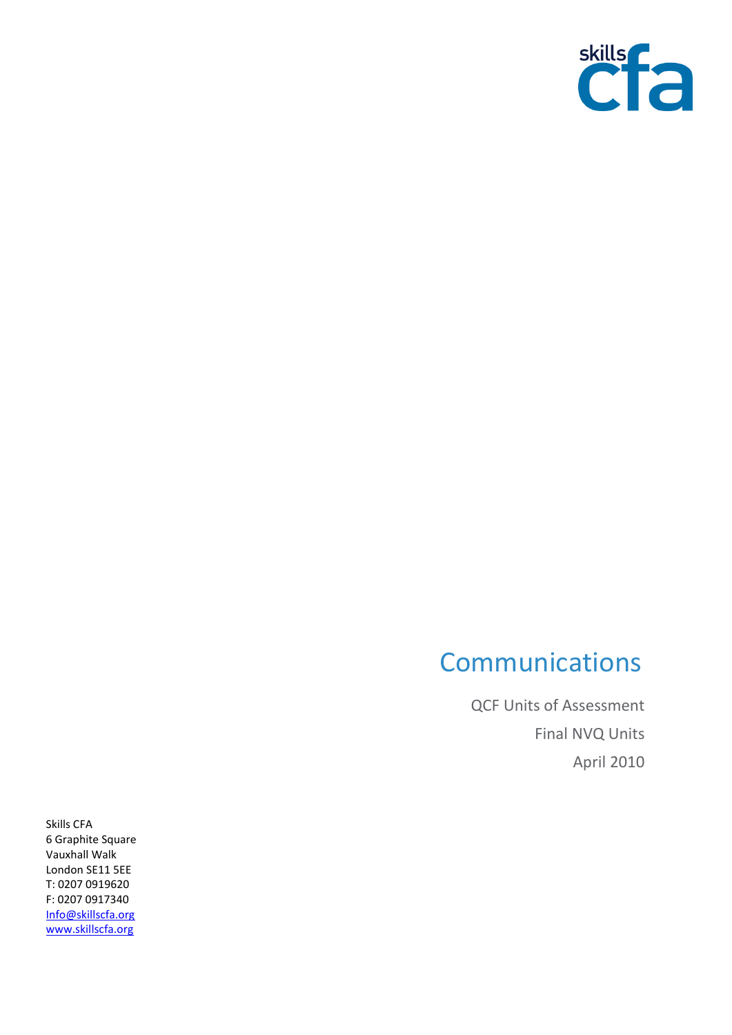skills cfa

# Communications

QCF Units of Assessment

Final NVQ Units

April 2010

Skills CFA
6 Graphite Square
Vauxhall Walk
London SE11 5EE
T: 0207 0919620
F: 0207 0917340
Info@skillscfa.org
www.skillscfa.org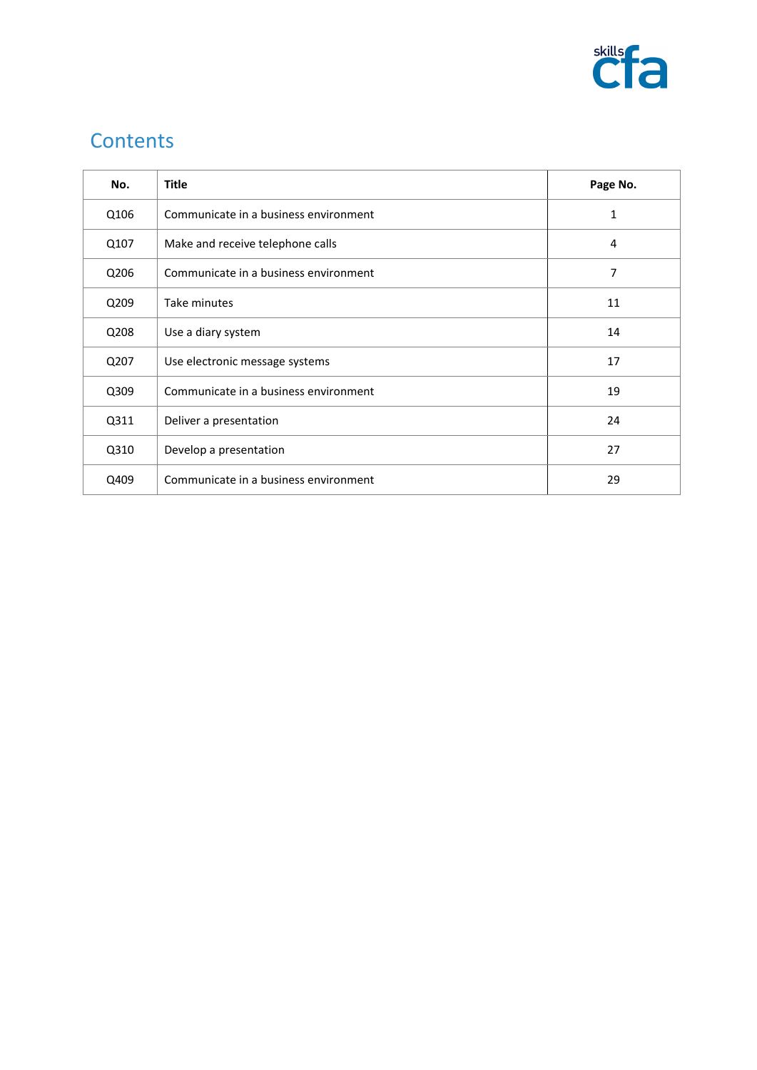## Contents

| No. | Title | Page No. |
| --- | --- | --- |
| Q106 | Communicate in a business environment | 1 |
| Q107 | Make and receive telephone calls | 4 |
| Q206 | Communicate in a business environment | 7 |
| Q209 | Take minutes | 11 |
| Q208 | Use a diary system | 14 |
| Q207 | Use electronic message systems | 17 |
| Q309 | Communicate in a business environment | 19 |
| Q311 | Deliver a presentation | 24 |
| Q310 | Develop a presentation | 27 |
| Q409 | Communicate in a business environment | 29 |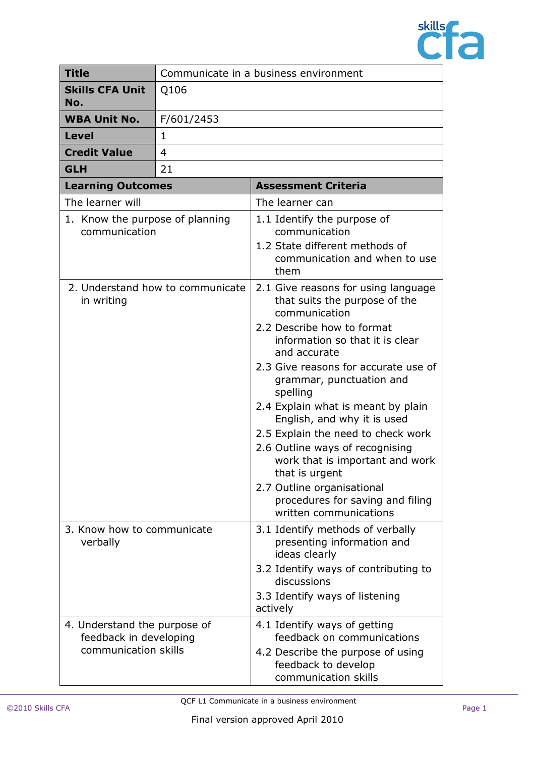| **Title** | Communicate in a business environment |
|---|---|
| **Skills CFA Unit No.** | Q106 |
| **WBA Unit No.** | F/601/2453 |
| **Level** | 1 |
| **Credit Value** | 4 |
| **GLH** | 21 |

| **Learning Outcomes** | **Assessment Criteria** |
|---|---|
| The learner will | The learner can |
| 1. Know the purpose of planning communication | 1.1 Identify the purpose of communication<br>1.2 State different methods of communication and when to use them |
| 2. Understand how to communicate in writing | 2.1 Give reasons for using language that suits the purpose of the communication<br>2.2 Describe how to format information so that it is clear and accurate<br>2.3 Give reasons for accurate use of grammar, punctuation and spelling<br>2.4 Explain what is meant by plain English, and why it is used<br>2.5 Explain the need to check work<br>2.6 Outline ways of recognising work that is important and work that is urgent<br>2.7 Outline organisational procedures for saving and filing written communications |
| 3. Know how to communicate verbally | 3.1 Identify methods of verbally presenting information and ideas clearly<br>3.2 Identify ways of contributing to discussions<br>3.3 Identify ways of listening actively |
| 4. Understand the purpose of feedback in developing communication skills | 4.1 Identify ways of getting feedback on communications<br>4.2 Describe the purpose of using feedback to develop communication skills |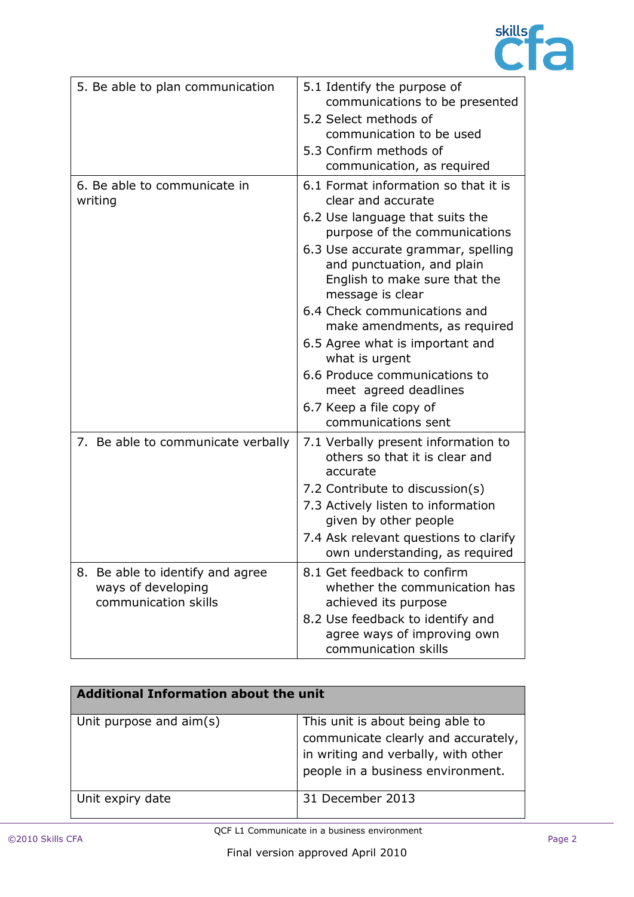| | |
|---|---|
| 5. Be able to plan communication | 5.1 Identify the purpose of communications to be presented<br>5.2 Select methods of communication to be used<br>5.3 Confirm methods of communication, as required |
| 6. Be able to communicate in writing | 6.1 Format information so that it is clear and accurate<br>6.2 Use language that suits the purpose of the communications<br>6.3 Use accurate grammar, spelling and punctuation, and plain English to make sure that the message is clear<br>6.4 Check communications and make amendments, as required<br>6.5 Agree what is important and what is urgent<br>6.6 Produce communications to meet agreed deadlines<br>6.7 Keep a file copy of communications sent |
| 7. Be able to communicate verbally | 7.1 Verbally present information to others so that it is clear and accurate<br>7.2 Contribute to discussion(s)<br>7.3 Actively listen to information given by other people<br>7.4 Ask relevant questions to clarify own understanding, as required |
| 8. Be able to identify and agree ways of developing communication skills | 8.1 Get feedback to confirm whether the communication has achieved its purpose<br>8.2 Use feedback to identify and agree ways of improving own communication skills |

| **Additional Information about the unit** | |
|---|---|
| Unit purpose and aim(s) | This unit is about being able to communicate clearly and accurately, in writing and verbally, with other people in a business environment. |
| Unit expiry date | 31 December 2013 |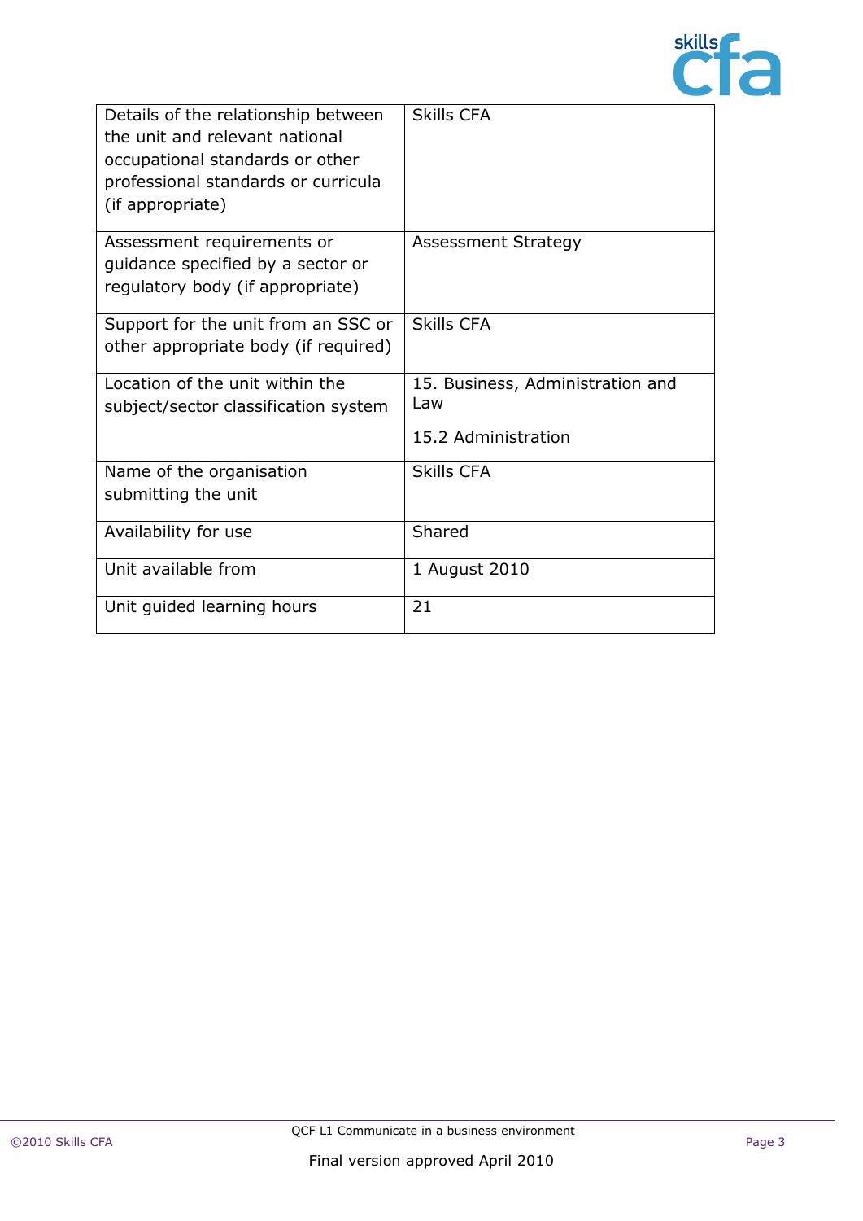| | |
|---|---|
| Details of the relationship between the unit and relevant national occupational standards or other professional standards or curricula (if appropriate) | Skills CFA |
| Assessment requirements or guidance specified by a sector or regulatory body (if appropriate) | Assessment Strategy |
| Support for the unit from an SSC or other appropriate body (if required) | Skills CFA |
| Location of the unit within the subject/sector classification system | 15. Business, Administration and Law<br><br>15.2 Administration |
| Name of the organisation submitting the unit | Skills CFA |
| Availability for use | Shared |
| Unit available from | 1 August 2010 |
| Unit guided learning hours | 21 |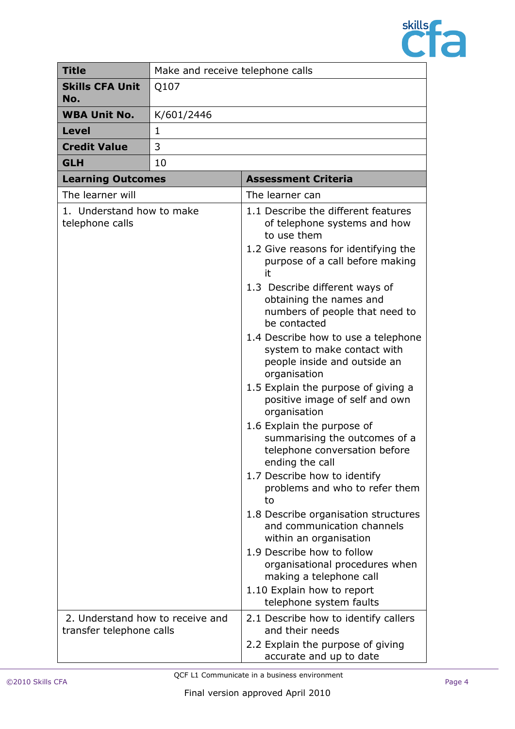| **Title** | Make and receive telephone calls |
|---|---|
| **Skills CFA Unit No.** | Q107 |
| **WBA Unit No.** | K/601/2446 |
| **Level** | 1 |
| **Credit Value** | 3 |
| **GLH** | 10 |

| **Learning Outcomes** | **Assessment Criteria** |
|---|---|
| The learner will | The learner can |
| 1. Understand how to make telephone calls | 1.1 Describe the different features of telephone systems and how to use them<br>1.2 Give reasons for identifying the purpose of a call before making it<br>1.3 Describe different ways of obtaining the names and numbers of people that need to be contacted<br>1.4 Describe how to use a telephone system to make contact with people inside and outside an organisation<br>1.5 Explain the purpose of giving a positive image of self and own organisation<br>1.6 Explain the purpose of summarising the outcomes of a telephone conversation before ending the call<br>1.7 Describe how to identify problems and who to refer them to<br>1.8 Describe organisation structures and communication channels within an organisation<br>1.9 Describe how to follow organisational procedures when making a telephone call<br>1.10 Explain how to report telephone system faults |
| 2. Understand how to receive and transfer telephone calls | 2.1 Describe how to identify callers and their needs<br>2.2 Explain the purpose of giving accurate and up to date |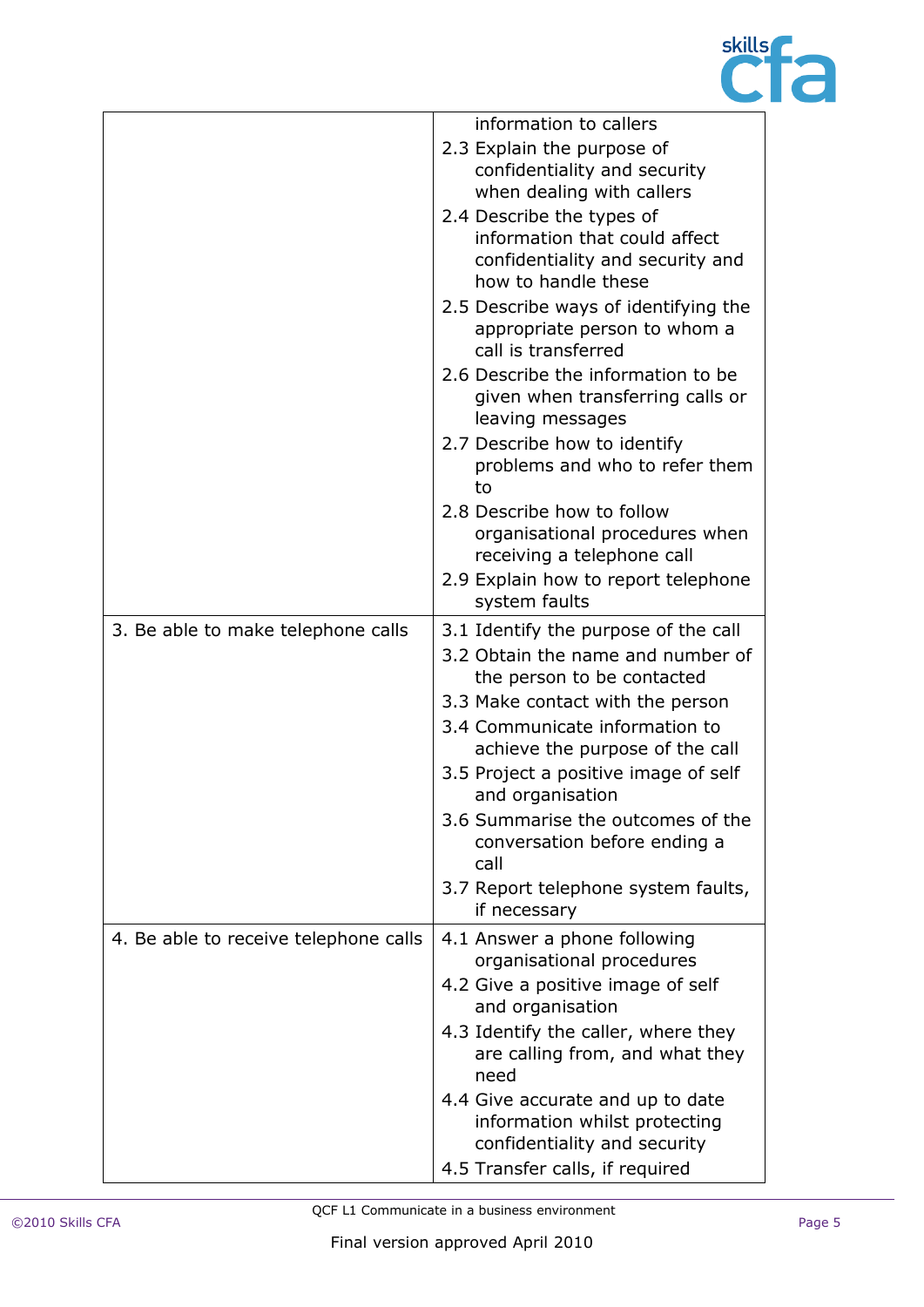| | |
|---|---|
| | information to callers<br>2.3 Explain the purpose of confidentiality and security when dealing with callers<br>2.4 Describe the types of information that could affect confidentiality and security and how to handle these<br>2.5 Describe ways of identifying the appropriate person to whom a call is transferred<br>2.6 Describe the information to be given when transferring calls or leaving messages<br>2.7 Describe how to identify problems and who to refer them to<br>2.8 Describe how to follow organisational procedures when receiving a telephone call<br>2.9 Explain how to report telephone system faults |
| 3. Be able to make telephone calls | 3.1 Identify the purpose of the call<br>3.2 Obtain the name and number of the person to be contacted<br>3.3 Make contact with the person<br>3.4 Communicate information to achieve the purpose of the call<br>3.5 Project a positive image of self and organisation<br>3.6 Summarise the outcomes of the conversation before ending a call<br>3.7 Report telephone system faults, if necessary |
| 4. Be able to receive telephone calls | 4.1 Answer a phone following organisational procedures<br>4.2 Give a positive image of self and organisation<br>4.3 Identify the caller, where they are calling from, and what they need<br>4.4 Give accurate and up to date information whilst protecting confidentiality and security<br>4.5 Transfer calls, if required |

QCF L1 Communicate in a business environment

Final version approved April 2010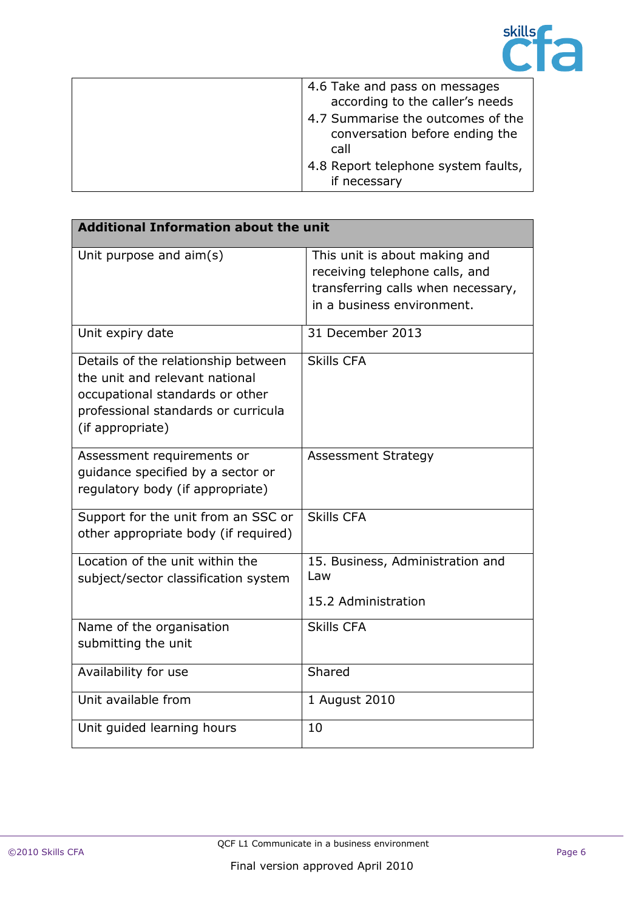| | |
|---|---|
| | 4.6 Take and pass on messages according to the caller's needs<br>4.7 Summarise the outcomes of the conversation before ending the call<br>4.8 Report telephone system faults, if necessary |

| **Additional Information about the unit** | |
|---|---|
| Unit purpose and aim(s) | This unit is about making and receiving telephone calls, and transferring calls when necessary, in a business environment. |
| Unit expiry date | 31 December 2013 |
| Details of the relationship between the unit and relevant national occupational standards or other professional standards or curricula (if appropriate) | Skills CFA |
| Assessment requirements or guidance specified by a sector or regulatory body (if appropriate) | Assessment Strategy |
| Support for the unit from an SSC or other appropriate body (if required) | Skills CFA |
| Location of the unit within the subject/sector classification system | 15. Business, Administration and Law<br><br>15.2 Administration |
| Name of the organisation submitting the unit | Skills CFA |
| Availability for use | Shared |
| Unit available from | 1 August 2010 |
| Unit guided learning hours | 10 |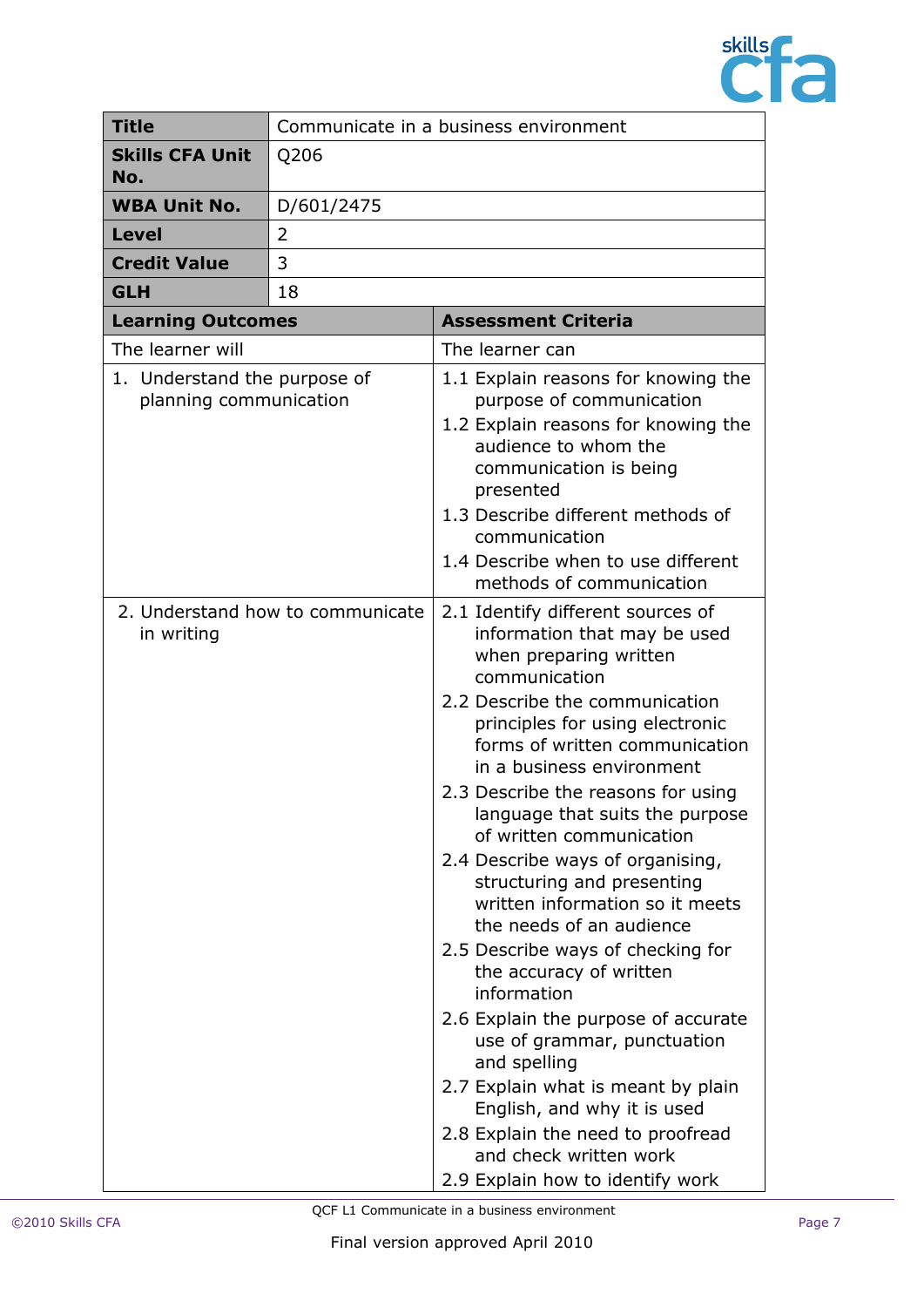| Title | Communicate in a business environment |
|---|---|
| **Skills CFA Unit No.** | Q206 |
| **WBA Unit No.** | D/601/2475 |
| **Level** | 2 |
| **Credit Value** | 3 |
| **GLH** | 18 |

| **Learning Outcomes** | **Assessment Criteria** |
|---|---|
| The learner will | The learner can |
| 1. Understand the purpose of planning communication | 1.1 Explain reasons for knowing the purpose of communication<br>1.2 Explain reasons for knowing the audience to whom the communication is being presented<br>1.3 Describe different methods of communication<br>1.4 Describe when to use different methods of communication |
| 2. Understand how to communicate in writing | 2.1 Identify different sources of information that may be used when preparing written communication<br>2.2 Describe the communication principles for using electronic forms of written communication in a business environment<br>2.3 Describe the reasons for using language that suits the purpose of written communication<br>2.4 Describe ways of organising, structuring and presenting written information so it meets the needs of an audience<br>2.5 Describe ways of checking for the accuracy of written information<br>2.6 Explain the purpose of accurate use of grammar, punctuation and spelling<br>2.7 Explain what is meant by plain English, and why it is used<br>2.8 Explain the need to proofread and check written work<br>2.9 Explain how to identify work |

QCF L1 Communicate in a business environment

Final version approved April 2010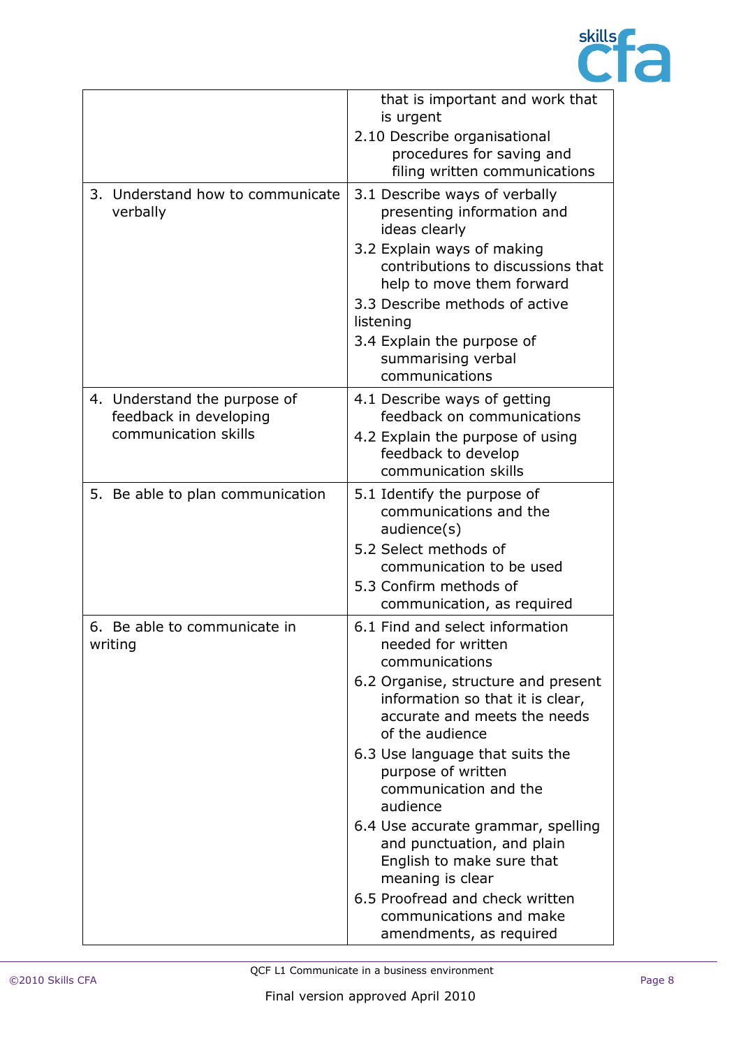| | |
|---|---|
| | that is important and work that is urgent<br>2.10 Describe organisational procedures for saving and filing written communications |
| 3. Understand how to communicate verbally | 3.1 Describe ways of verbally presenting information and ideas clearly<br>3.2 Explain ways of making contributions to discussions that help to move them forward<br>3.3 Describe methods of active listening<br>3.4 Explain the purpose of summarising verbal communications |
| 4. Understand the purpose of feedback in developing communication skills | 4.1 Describe ways of getting feedback on communications<br>4.2 Explain the purpose of using feedback to develop communication skills |
| 5. Be able to plan communication | 5.1 Identify the purpose of communications and the audience(s)<br>5.2 Select methods of communication to be used<br>5.3 Confirm methods of communication, as required |
| 6. Be able to communicate in writing | 6.1 Find and select information needed for written communications<br>6.2 Organise, structure and present information so that it is clear, accurate and meets the needs of the audience<br>6.3 Use language that suits the purpose of written communication and the audience<br>6.4 Use accurate grammar, spelling and punctuation, and plain English to make sure that meaning is clear<br>6.5 Proofread and check written communications and make amendments, as required |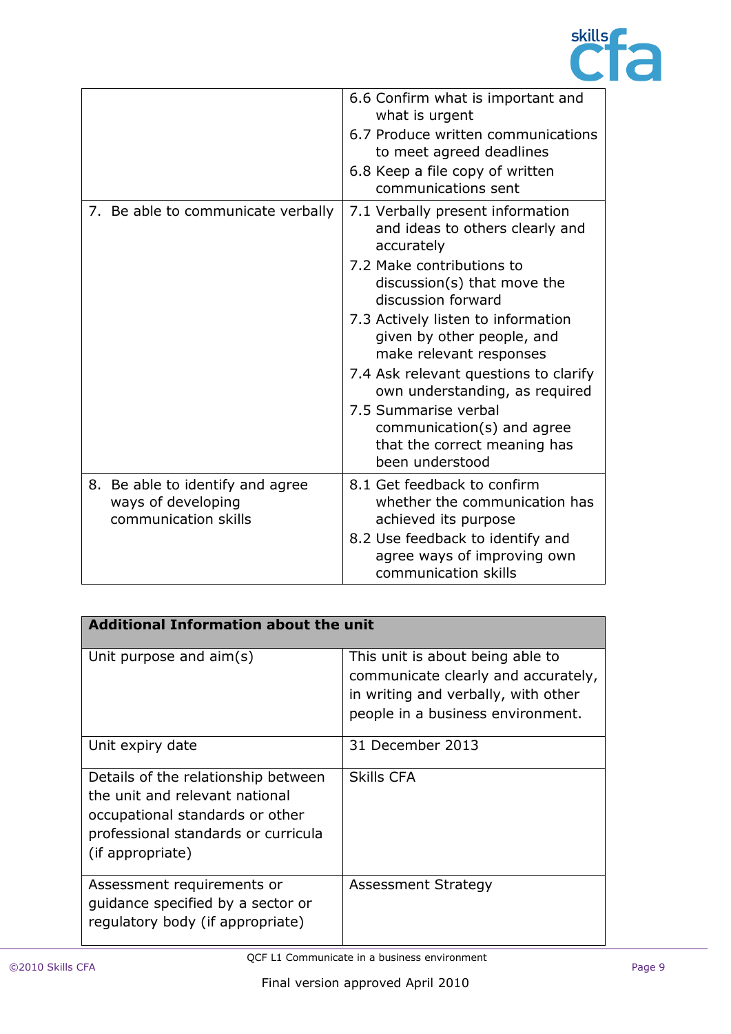| | |
|---|---|
| | 6.6 Confirm what is important and what is urgent<br>6.7 Produce written communications to meet agreed deadlines<br>6.8 Keep a file copy of written communications sent |
| 7. Be able to communicate verbally | 7.1 Verbally present information and ideas to others clearly and accurately<br>7.2 Make contributions to discussion(s) that move the discussion forward<br>7.3 Actively listen to information given by other people, and make relevant responses<br>7.4 Ask relevant questions to clarify own understanding, as required<br>7.5 Summarise verbal communication(s) and agree that the correct meaning has been understood |
| 8. Be able to identify and agree ways of developing communication skills | 8.1 Get feedback to confirm whether the communication has achieved its purpose<br>8.2 Use feedback to identify and agree ways of improving own communication skills |

| **Additional Information about the unit** | |
|---|---|
| Unit purpose and aim(s) | This unit is about being able to communicate clearly and accurately, in writing and verbally, with other people in a business environment. |
| Unit expiry date | 31 December 2013 |
| Details of the relationship between the unit and relevant national occupational standards or other professional standards or curricula (if appropriate) | Skills CFA |
| Assessment requirements or guidance specified by a sector or regulatory body (if appropriate) | Assessment Strategy |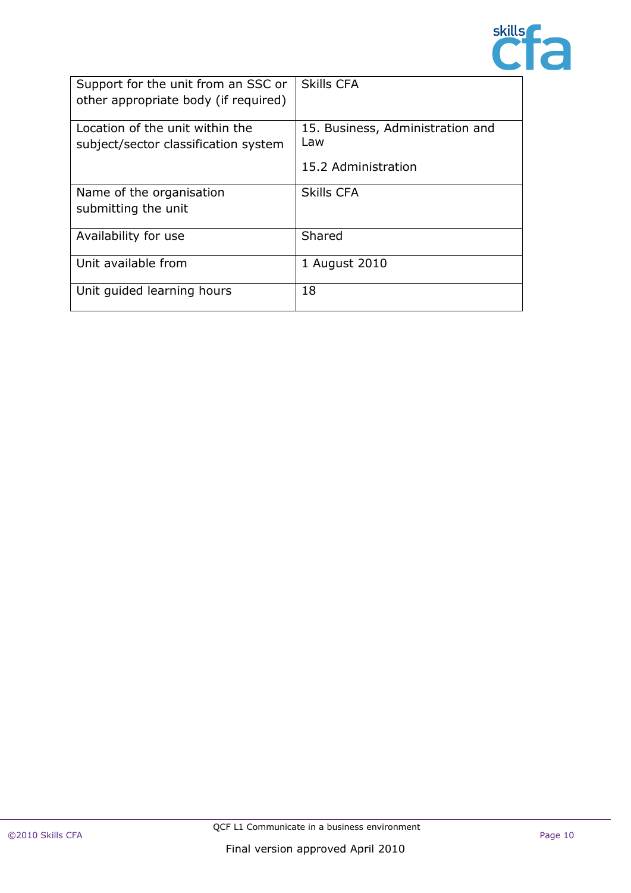| | |
|---|---|
| Support for the unit from an SSC or other appropriate body (if required) | Skills CFA |
| Location of the unit within the subject/sector classification system | 15. Business, Administration and Law<br><br>15.2 Administration |
| Name of the organisation submitting the unit | Skills CFA |
| Availability for use | Shared |
| Unit available from | 1 August 2010 |
| Unit guided learning hours | 18 |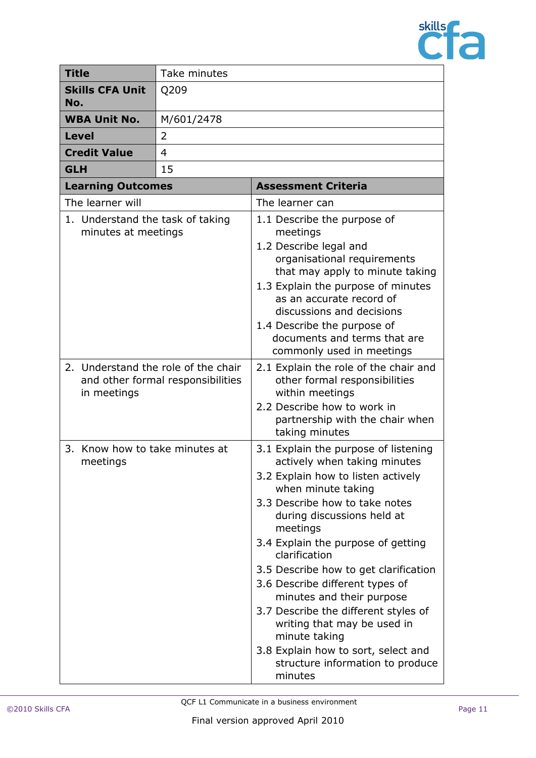| Title | Take minutes | |
|---|---|---|
| **Skills CFA Unit No.** | Q209 | |
| **WBA Unit No.** | M/601/2478 | |
| **Level** | 2 | |
| **Credit Value** | 4 | |
| **GLH** | 15 | |

| Learning Outcomes | Assessment Criteria |
|---|---|
| The learner will | The learner can |
| 1. Understand the task of taking minutes at meetings | 1.1 Describe the purpose of meetings<br>1.2 Describe legal and organisational requirements that may apply to minute taking<br>1.3 Explain the purpose of minutes as an accurate record of discussions and decisions<br>1.4 Describe the purpose of documents and terms that are commonly used in meetings |
| 2. Understand the role of the chair and other formal responsibilities in meetings | 2.1 Explain the role of the chair and other formal responsibilities within meetings<br>2.2 Describe how to work in partnership with the chair when taking minutes |
| 3. Know how to take minutes at meetings | 3.1 Explain the purpose of listening actively when taking minutes<br>3.2 Explain how to listen actively when minute taking<br>3.3 Describe how to take notes during discussions held at meetings<br>3.4 Explain the purpose of getting clarification<br>3.5 Describe how to get clarification<br>3.6 Describe different types of minutes and their purpose<br>3.7 Describe the different styles of writing that may be used in minute taking<br>3.8 Explain how to sort, select and structure information to produce minutes |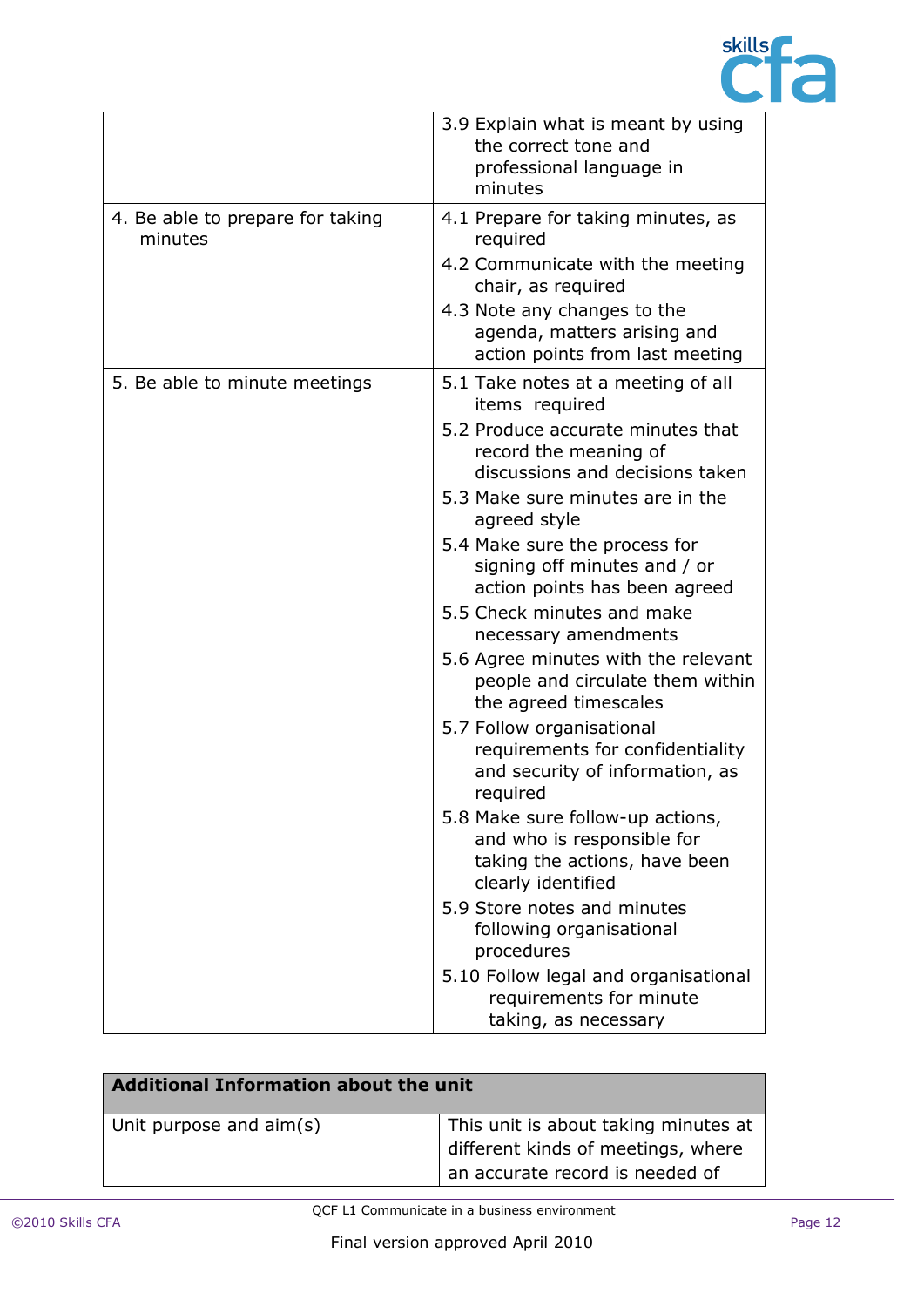| | |
|---|---|
| | 3.9 Explain what is meant by using the correct tone and professional language in minutes |
| 4. Be able to prepare for taking minutes | 4.1 Prepare for taking minutes, as required<br>4.2 Communicate with the meeting chair, as required<br>4.3 Note any changes to the agenda, matters arising and action points from last meeting |
| 5. Be able to minute meetings | 5.1 Take notes at a meeting of all items required<br>5.2 Produce accurate minutes that record the meaning of discussions and decisions taken<br>5.3 Make sure minutes are in the agreed style<br>5.4 Make sure the process for signing off minutes and / or action points has been agreed<br>5.5 Check minutes and make necessary amendments<br>5.6 Agree minutes with the relevant people and circulate them within the agreed timescales<br>5.7 Follow organisational requirements for confidentiality and security of information, as required<br>5.8 Make sure follow-up actions, and who is responsible for taking the actions, have been clearly identified<br>5.9 Store notes and minutes following organisational procedures<br>5.10 Follow legal and organisational requirements for minute taking, as necessary |

| **Additional Information about the unit** | |
|---|---|
| Unit purpose and aim(s) | This unit is about taking minutes at different kinds of meetings, where an accurate record is needed of |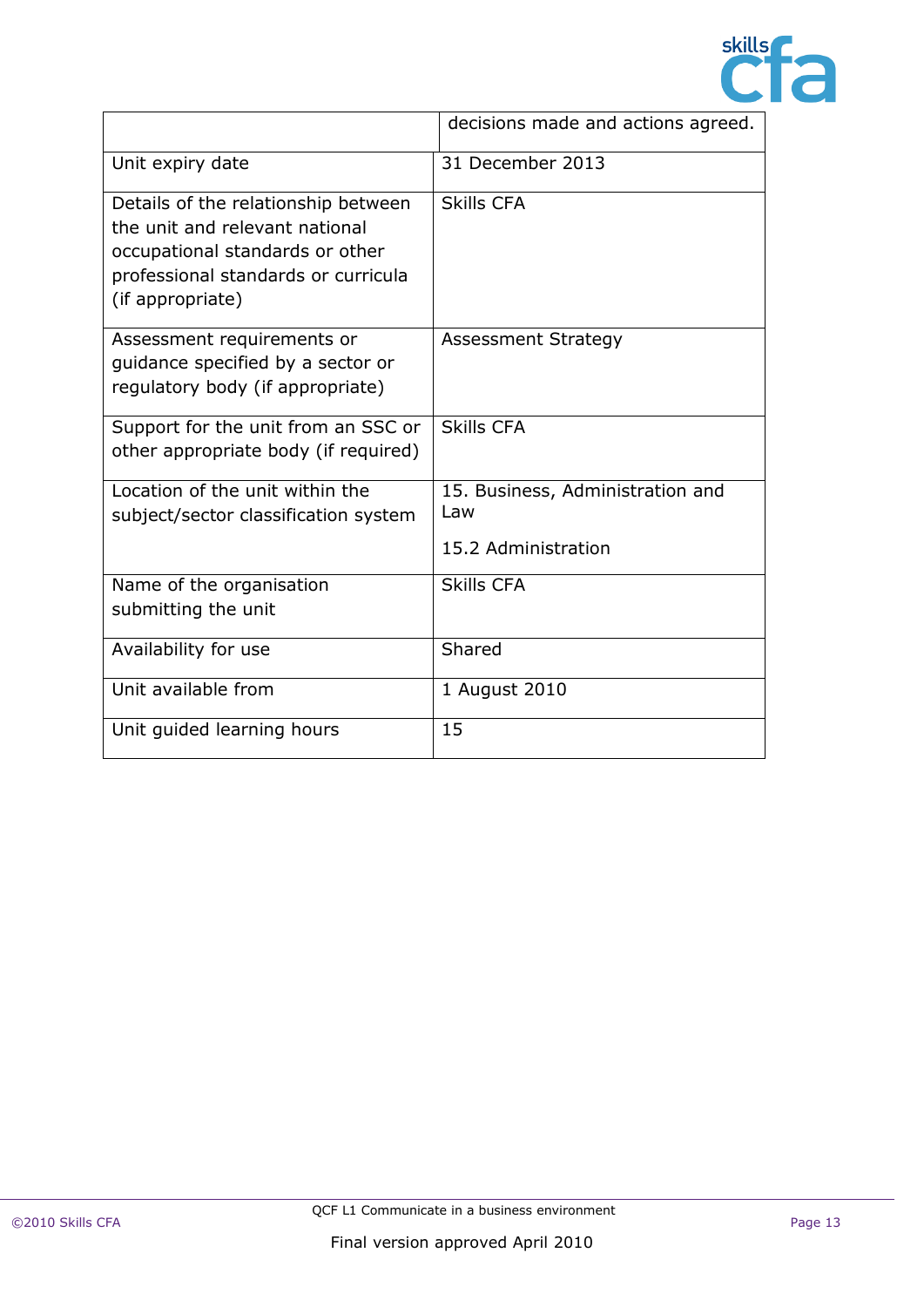| | |
|---|---|
| | decisions made and actions agreed. |
| Unit expiry date | 31 December 2013 |
| Details of the relationship between the unit and relevant national occupational standards or other professional standards or curricula (if appropriate) | Skills CFA |
| Assessment requirements or guidance specified by a sector or regulatory body (if appropriate) | Assessment Strategy |
| Support for the unit from an SSC or other appropriate body (if required) | Skills CFA |
| Location of the unit within the subject/sector classification system | 15. Business, Administration and Law<br><br>15.2 Administration |
| Name of the organisation submitting the unit | Skills CFA |
| Availability for use | Shared |
| Unit available from | 1 August 2010 |
| Unit guided learning hours | 15 |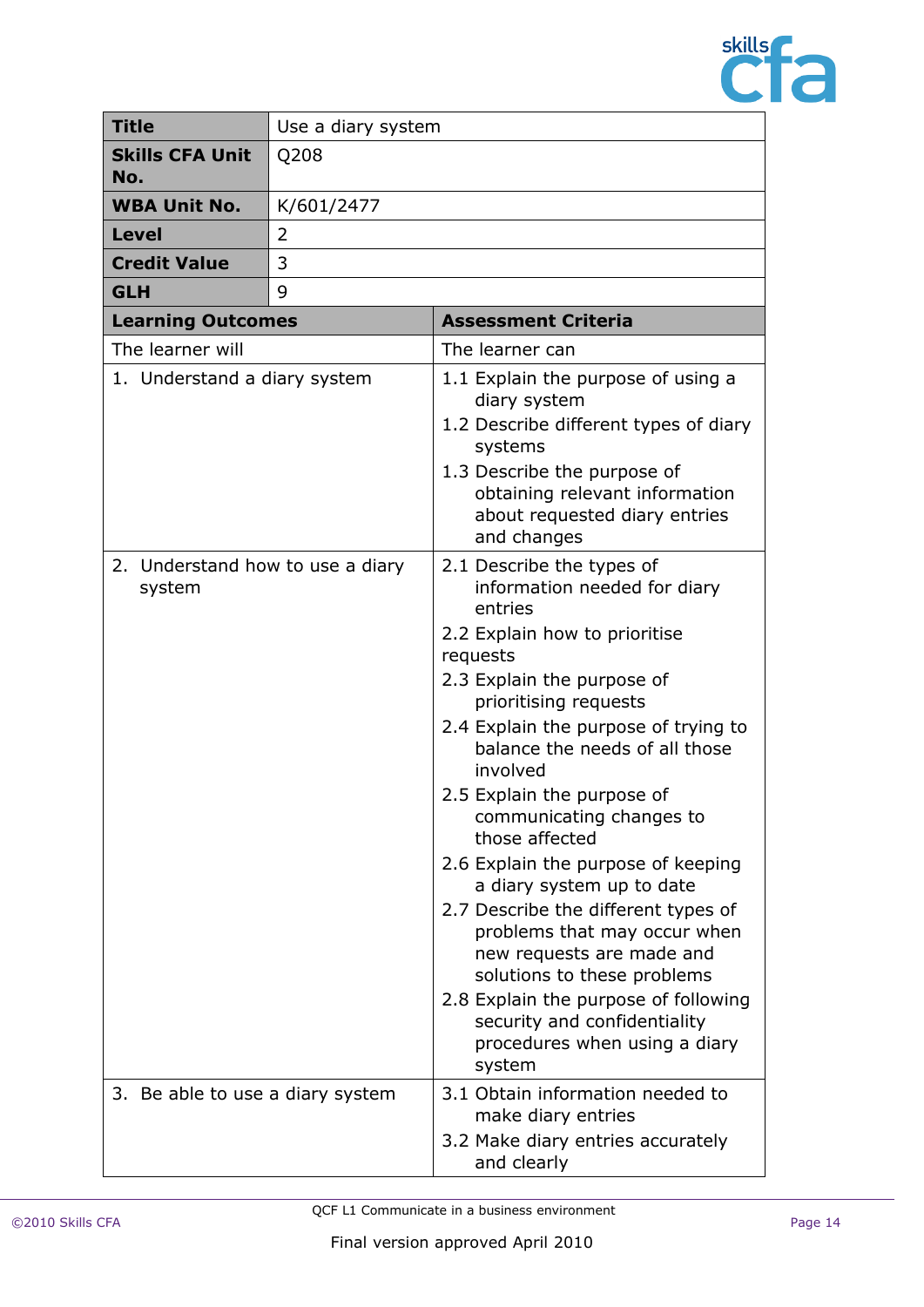| Title | Use a diary system |
|---|---|
| **Skills CFA Unit No.** | Q208 |
| **WBA Unit No.** | K/601/2477 |
| **Level** | 2 |
| **Credit Value** | 3 |
| **GLH** | 9 |

| **Learning Outcomes** | **Assessment Criteria** |
|---|---|
| The learner will | The learner can |
| 1. Understand a diary system | 1.1 Explain the purpose of using a diary system<br>1.2 Describe different types of diary systems<br>1.3 Describe the purpose of obtaining relevant information about requested diary entries and changes |
| 2. Understand how to use a diary system | 2.1 Describe the types of information needed for diary entries<br>2.2 Explain how to prioritise requests<br>2.3 Explain the purpose of prioritising requests<br>2.4 Explain the purpose of trying to balance the needs of all those involved<br>2.5 Explain the purpose of communicating changes to those affected<br>2.6 Explain the purpose of keeping a diary system up to date<br>2.7 Describe the different types of problems that may occur when new requests are made and solutions to these problems<br>2.8 Explain the purpose of following security and confidentiality procedures when using a diary system |
| 3. Be able to use a diary system | 3.1 Obtain information needed to make diary entries<br>3.2 Make diary entries accurately and clearly |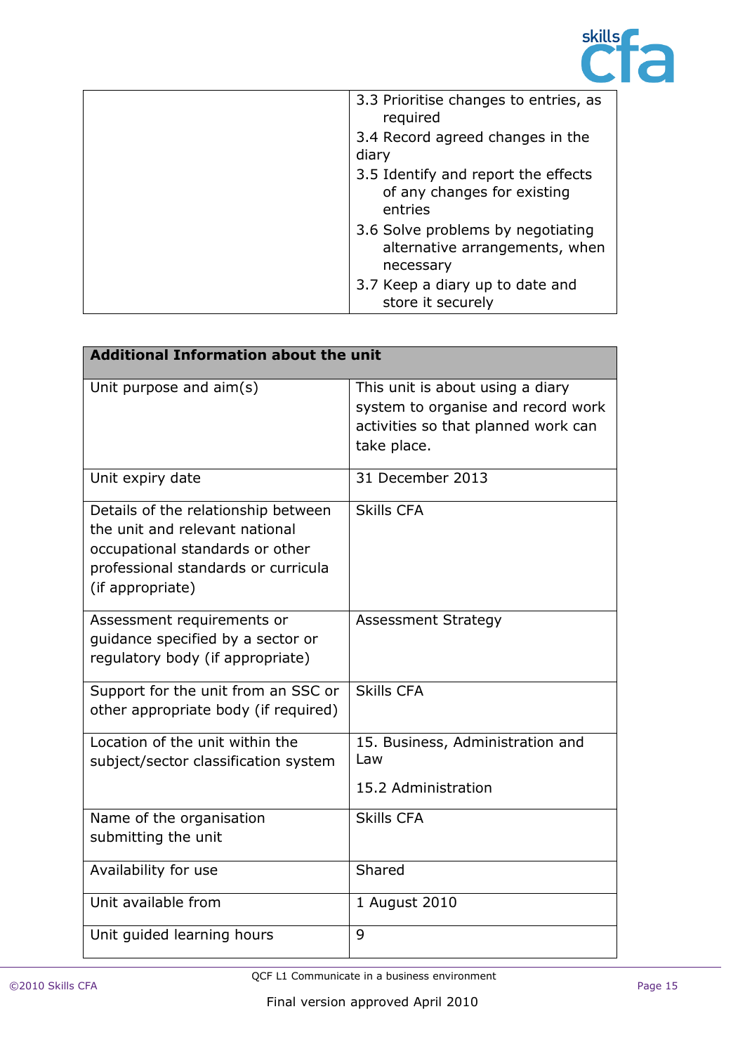| | |
|---|---|
| | 3.3 Prioritise changes to entries, as required<br>3.4 Record agreed changes in the diary<br>3.5 Identify and report the effects of any changes for existing entries<br>3.6 Solve problems by negotiating alternative arrangements, when necessary<br>3.7 Keep a diary up to date and store it securely |

| **Additional Information about the unit** | |
|---|---|
| Unit purpose and aim(s) | This unit is about using a diary system to organise and record work activities so that planned work can take place. |
| Unit expiry date | 31 December 2013 |
| Details of the relationship between the unit and relevant national occupational standards or other professional standards or curricula (if appropriate) | Skills CFA |
| Assessment requirements or guidance specified by a sector or regulatory body (if appropriate) | Assessment Strategy |
| Support for the unit from an SSC or other appropriate body (if required) | Skills CFA |
| Location of the unit within the subject/sector classification system | 15. Business, Administration and Law<br><br>15.2 Administration |
| Name of the organisation submitting the unit | Skills CFA |
| Availability for use | Shared |
| Unit available from | 1 August 2010 |
| Unit guided learning hours | 9 |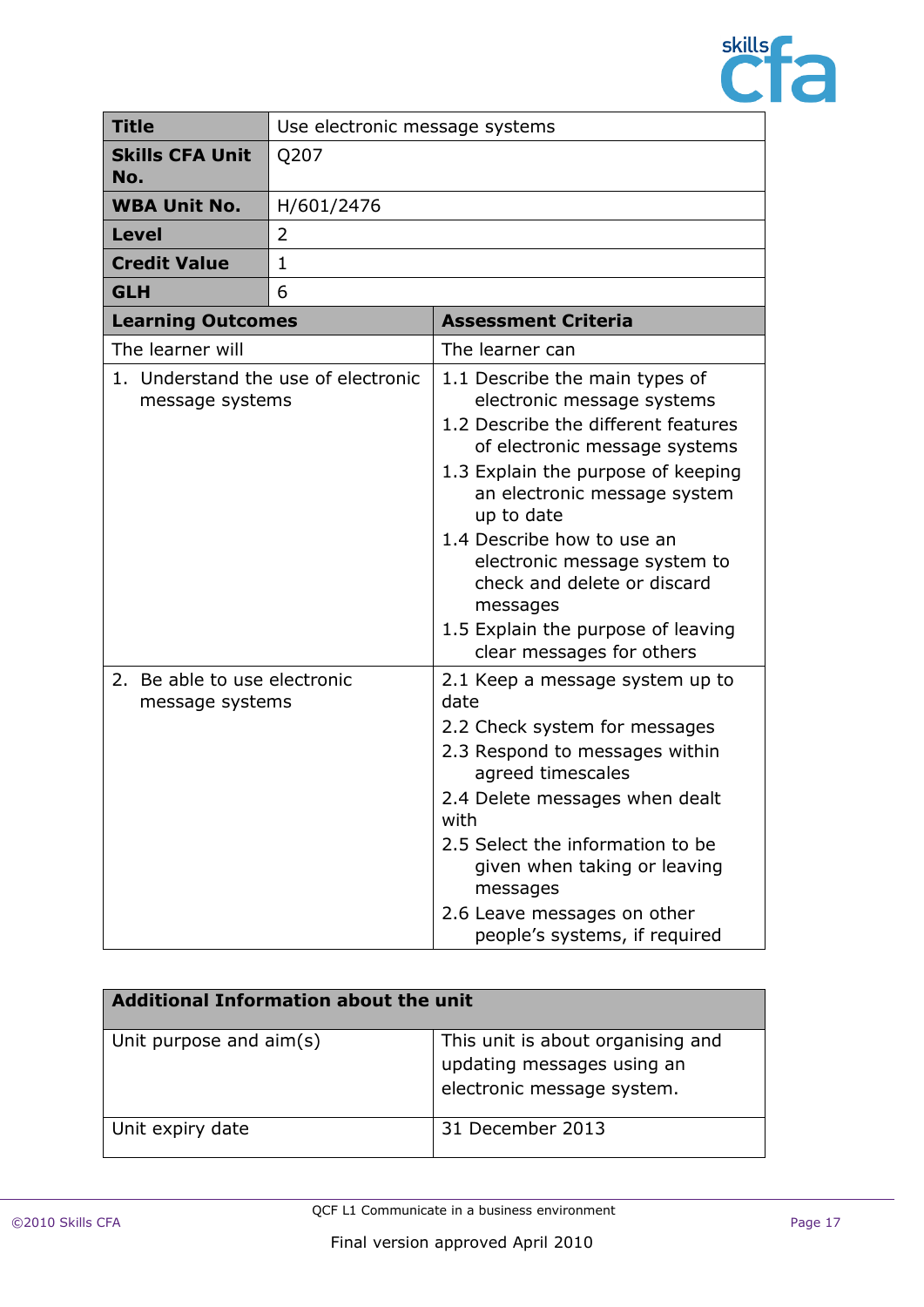| Title | Use electronic message systems |
|---|---|
| **Skills CFA Unit No.** | Q207 |
| **WBA Unit No.** | H/601/2476 |
| **Level** | 2 |
| **Credit Value** | 1 |
| **GLH** | 6 |

| **Learning Outcomes** | **Assessment Criteria** |
|---|---|
| The learner will | The learner can |
| 1. Understand the use of electronic message systems | 1.1 Describe the main types of electronic message systems<br>1.2 Describe the different features of electronic message systems<br>1.3 Explain the purpose of keeping an electronic message system up to date<br>1.4 Describe how to use an electronic message system to check and delete or discard messages<br>1.5 Explain the purpose of leaving clear messages for others |
| 2. Be able to use electronic message systems | 2.1 Keep a message system up to date<br>2.2 Check system for messages<br>2.3 Respond to messages within agreed timescales<br>2.4 Delete messages when dealt with<br>2.5 Select the information to be given when taking or leaving messages<br>2.6 Leave messages on other people's systems, if required |

| **Additional Information about the unit** | |
|---|---|
| Unit purpose and aim(s) | This unit is about organising and updating messages using an electronic message system. |
| Unit expiry date | 31 December 2013 |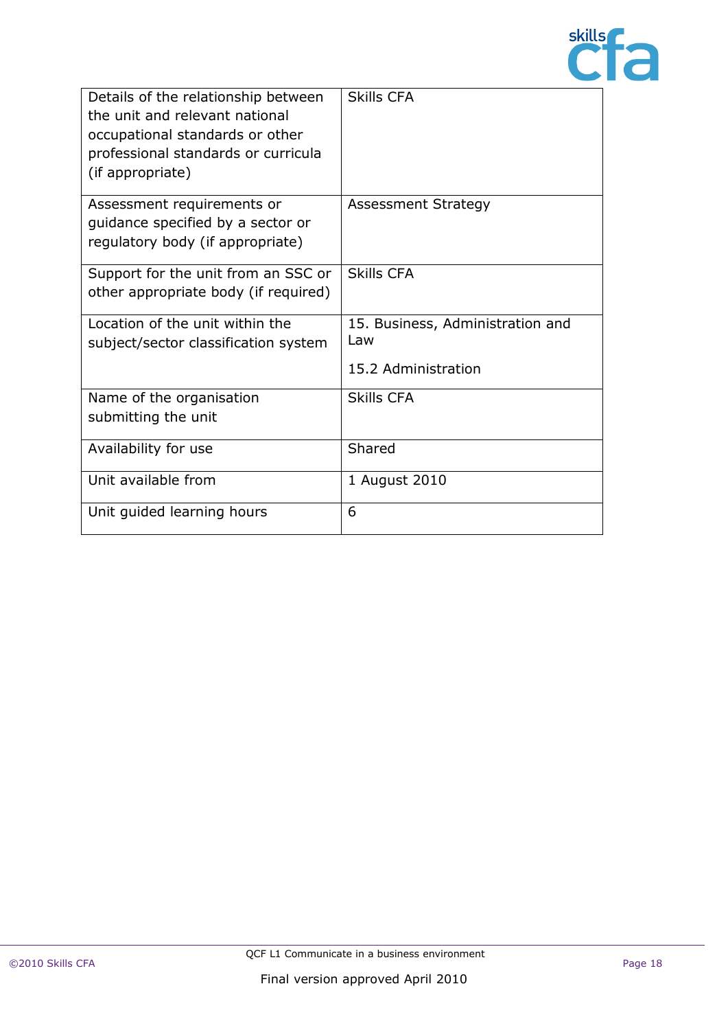| | |
|---|---|
| Details of the relationship between the unit and relevant national occupational standards or other professional standards or curricula (if appropriate) | Skills CFA |
| Assessment requirements or guidance specified by a sector or regulatory body (if appropriate) | Assessment Strategy |
| Support for the unit from an SSC or other appropriate body (if required) | Skills CFA |
| Location of the unit within the subject/sector classification system | 15. Business, Administration and Law<br><br>15.2 Administration |
| Name of the organisation submitting the unit | Skills CFA |
| Availability for use | Shared |
| Unit available from | 1 August 2010 |
| Unit guided learning hours | 6 |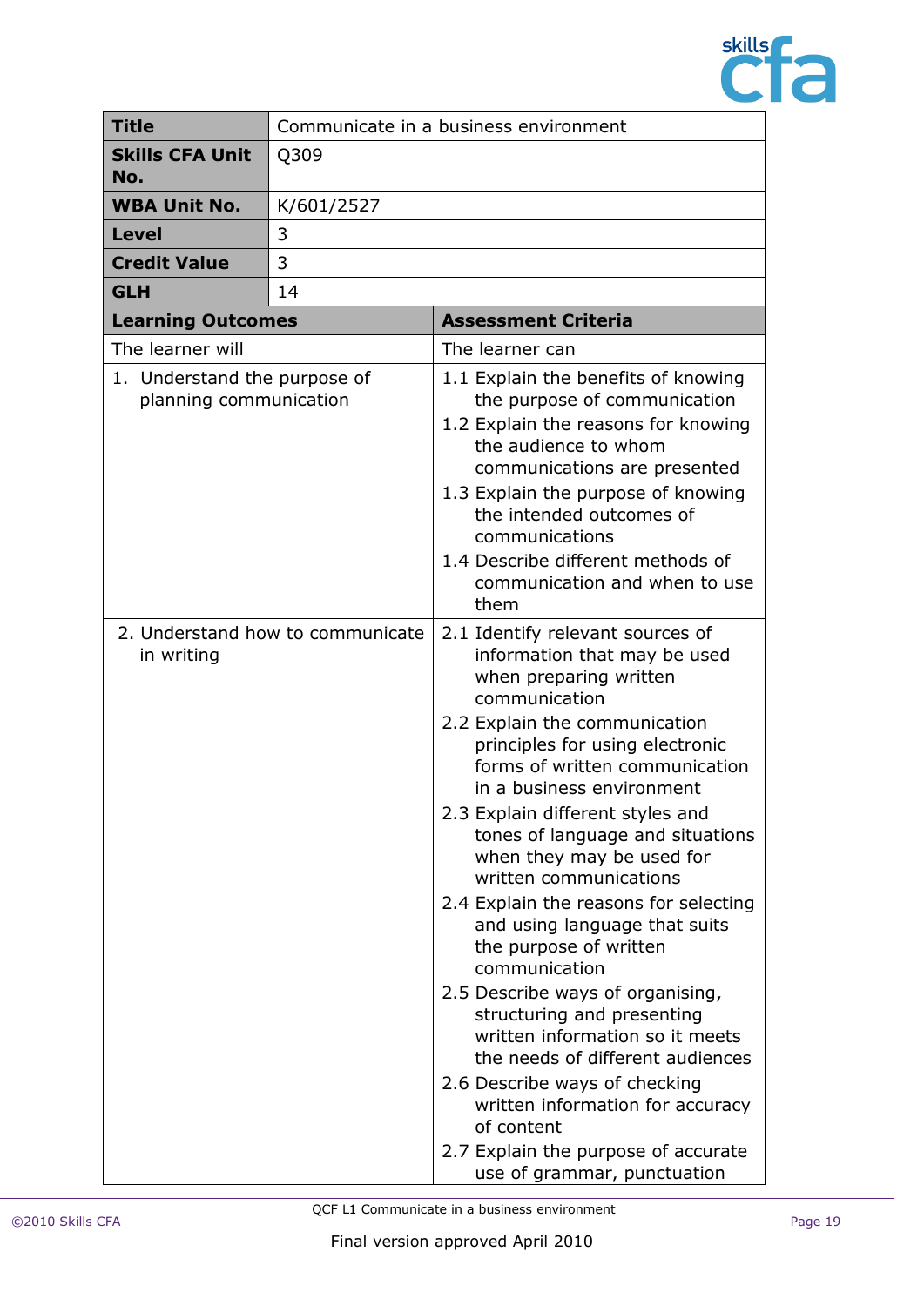| **Title** | Communicate in a business environment |
|---|---|
| **Skills CFA Unit No.** | Q309 |
| **WBA Unit No.** | K/601/2527 |
| **Level** | 3 |
| **Credit Value** | 3 |
| **GLH** | 14 |

| **Learning Outcomes** | **Assessment Criteria** |
|---|---|
| The learner will | The learner can |
| 1. Understand the purpose of planning communication | 1.1 Explain the benefits of knowing the purpose of communication<br>1.2 Explain the reasons for knowing the audience to whom communications are presented<br>1.3 Explain the purpose of knowing the intended outcomes of communications<br>1.4 Describe different methods of communication and when to use them |
| 2. Understand how to communicate in writing | 2.1 Identify relevant sources of information that may be used when preparing written communication<br>2.2 Explain the communication principles for using electronic forms of written communication in a business environment<br>2.3 Explain different styles and tones of language and situations when they may be used for written communications<br>2.4 Explain the reasons for selecting and using language that suits the purpose of written communication<br>2.5 Describe ways of organising, structuring and presenting written information so it meets the needs of different audiences<br>2.6 Describe ways of checking written information for accuracy of content<br>2.7 Explain the purpose of accurate use of grammar, punctuation |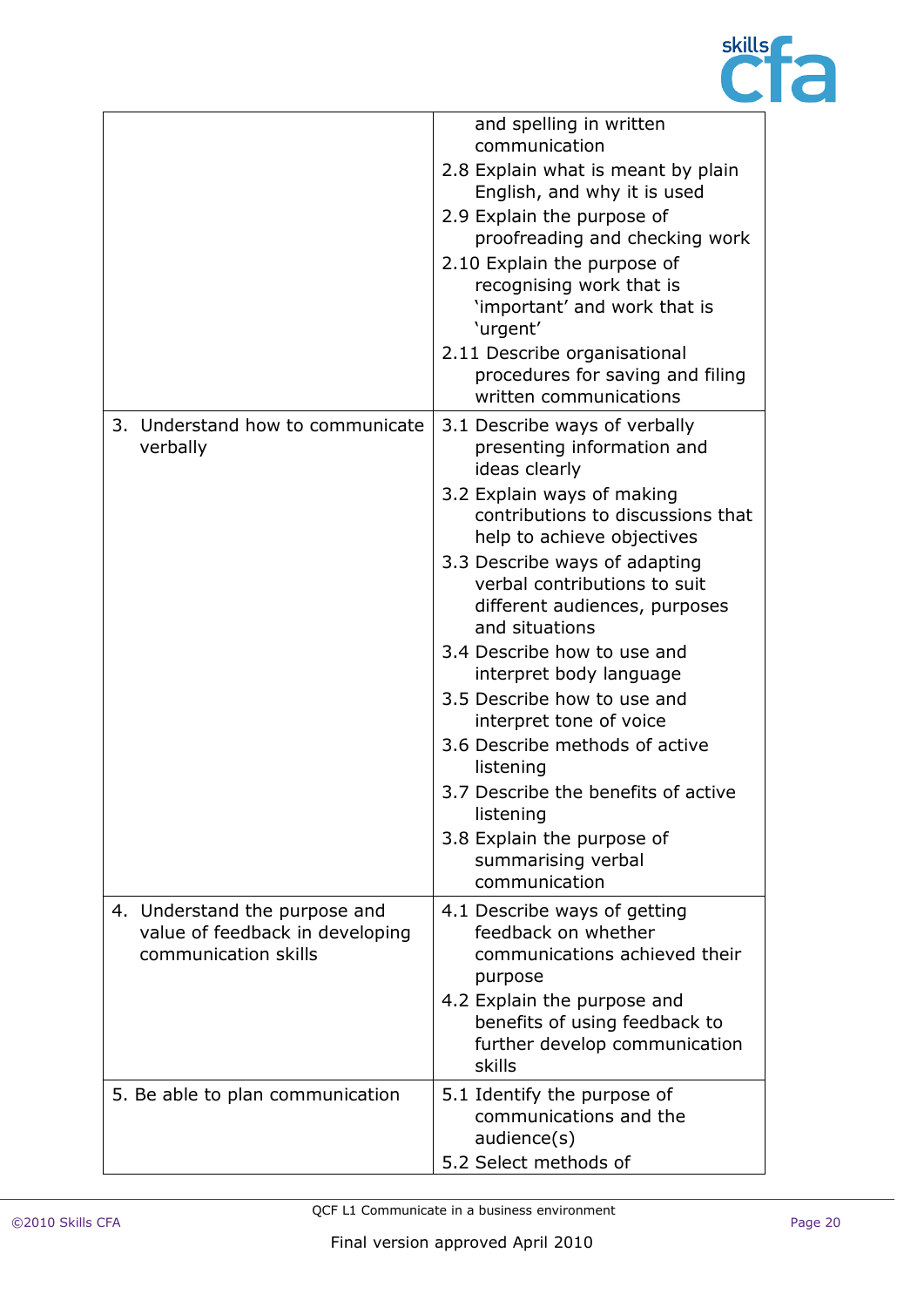| | |
|---|---|
| | and spelling in written communication<br>2.8 Explain what is meant by plain English, and why it is used<br>2.9 Explain the purpose of proofreading and checking work<br>2.10 Explain the purpose of recognising work that is 'important' and work that is 'urgent'<br>2.11 Describe organisational procedures for saving and filing written communications |
| 3. Understand how to communicate verbally | 3.1 Describe ways of verbally presenting information and ideas clearly<br>3.2 Explain ways of making contributions to discussions that help to achieve objectives<br>3.3 Describe ways of adapting verbal contributions to suit different audiences, purposes and situations<br>3.4 Describe how to use and interpret body language<br>3.5 Describe how to use and interpret tone of voice<br>3.6 Describe methods of active listening<br>3.7 Describe the benefits of active listening<br>3.8 Explain the purpose of summarising verbal communication |
| 4. Understand the purpose and value of feedback in developing communication skills | 4.1 Describe ways of getting feedback on whether communications achieved their purpose<br>4.2 Explain the purpose and benefits of using feedback to further develop communication skills |
| 5. Be able to plan communication | 5.1 Identify the purpose of communications and the audience(s)<br>5.2 Select methods of |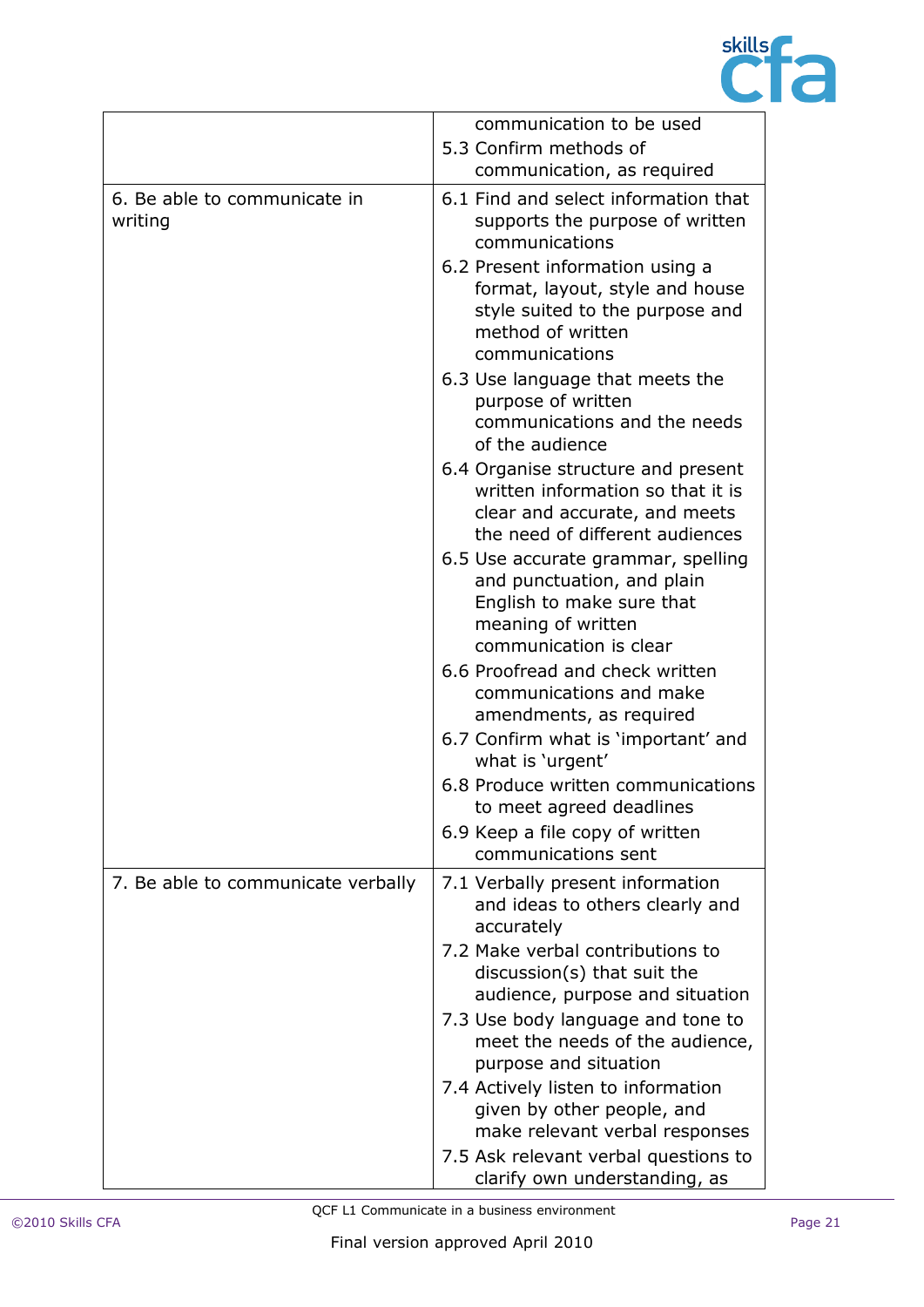| | |
|---|---|
| | communication to be used<br>5.3 Confirm methods of communication, as required |
| 6. Be able to communicate in writing | 6.1 Find and select information that supports the purpose of written communications<br>6.2 Present information using a format, layout, style and house style suited to the purpose and method of written communications<br>6.3 Use language that meets the purpose of written communications and the needs of the audience<br>6.4 Organise structure and present written information so that it is clear and accurate, and meets the need of different audiences<br>6.5 Use accurate grammar, spelling and punctuation, and plain English to make sure that meaning of written communication is clear<br>6.6 Proofread and check written communications and make amendments, as required<br>6.7 Confirm what is 'important' and what is 'urgent'<br>6.8 Produce written communications to meet agreed deadlines<br>6.9 Keep a file copy of written communications sent |
| 7. Be able to communicate verbally | 7.1 Verbally present information and ideas to others clearly and accurately<br>7.2 Make verbal contributions to discussion(s) that suit the audience, purpose and situation<br>7.3 Use body language and tone to meet the needs of the audience, purpose and situation<br>7.4 Actively listen to information given by other people, and make relevant verbal responses<br>7.5 Ask relevant verbal questions to clarify own understanding, as |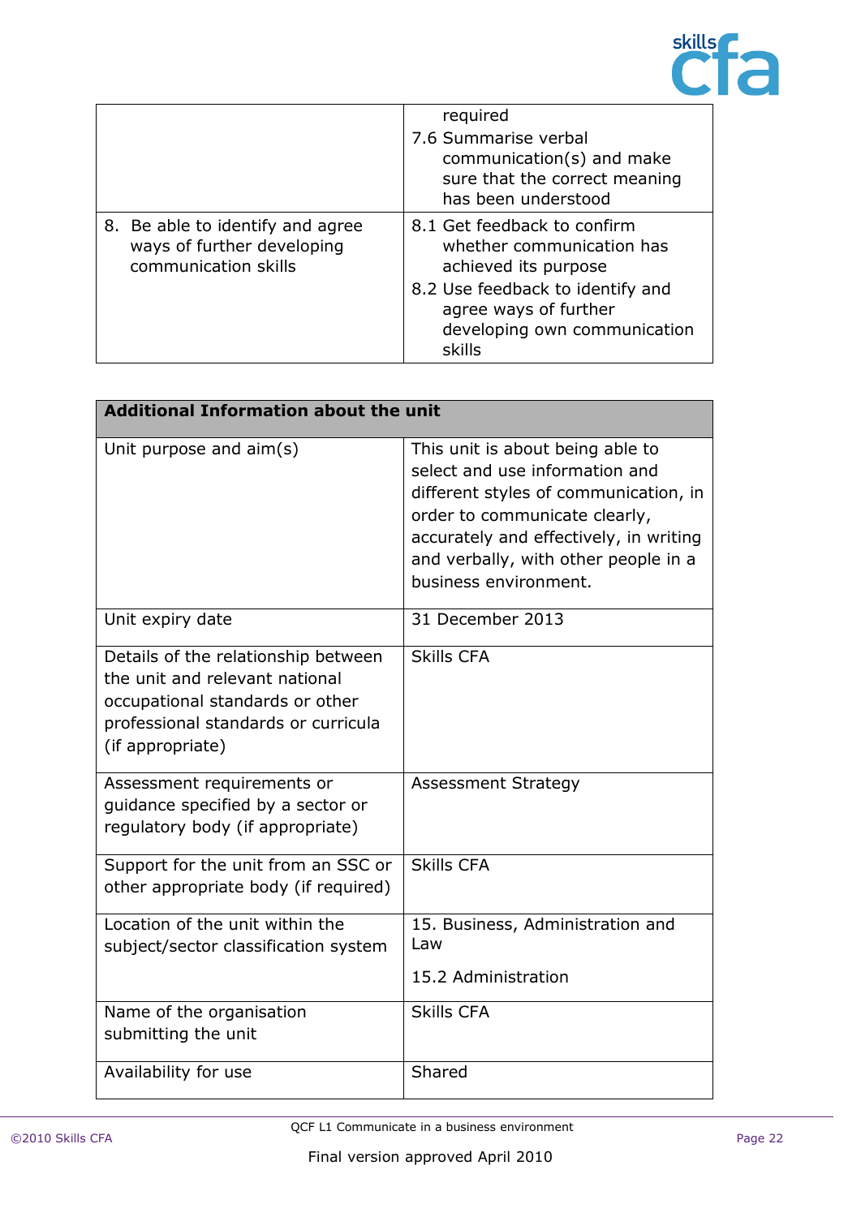| | |
|---|---|
| | required<br>7.6 Summarise verbal communication(s) and make sure that the correct meaning has been understood |
| 8. Be able to identify and agree ways of further developing communication skills | 8.1 Get feedback to confirm whether communication has achieved its purpose<br>8.2 Use feedback to identify and agree ways of further developing own communication skills |

| **Additional Information about the unit** | |
|---|---|
| Unit purpose and aim(s) | This unit is about being able to select and use information and different styles of communication, in order to communicate clearly, accurately and effectively, in writing and verbally, with other people in a business environment. |
| Unit expiry date | 31 December 2013 |
| Details of the relationship between the unit and relevant national occupational standards or other professional standards or curricula (if appropriate) | Skills CFA |
| Assessment requirements or guidance specified by a sector or regulatory body (if appropriate) | Assessment Strategy |
| Support for the unit from an SSC or other appropriate body (if required) | Skills CFA |
| Location of the unit within the subject/sector classification system | 15. Business, Administration and Law<br><br>15.2 Administration |
| Name of the organisation submitting the unit | Skills CFA |
| Availability for use | Shared |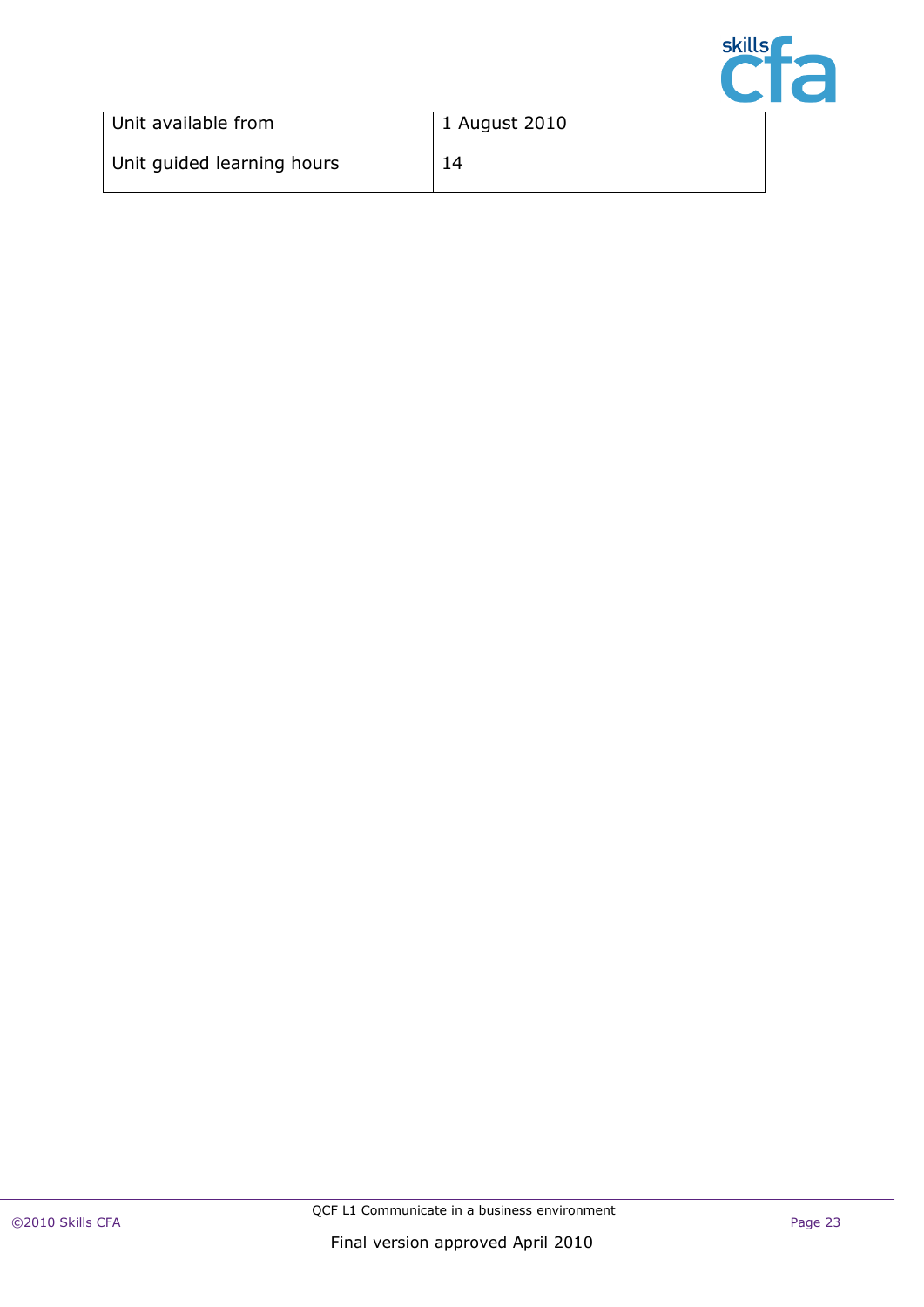| Unit available from | 1 August 2010 |
|---|---|
| Unit guided learning hours | 14 |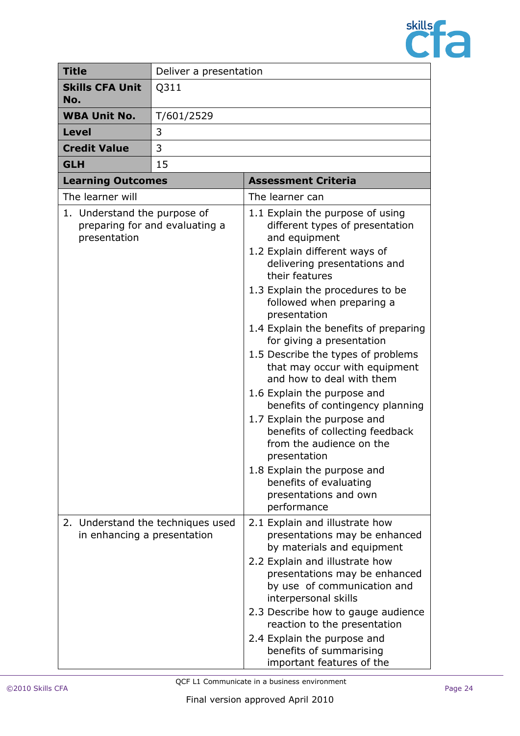| Title | Deliver a presentation | |
|---|---|---|
| **Skills CFA Unit No.** | Q311 | |
| **WBA Unit No.** | T/601/2529 | |
| **Level** | 3 | |
| **Credit Value** | 3 | |
| **GLH** | 15 | |

| **Learning Outcomes** | **Assessment Criteria** |
|---|---|
| The learner will | The learner can |
| 1. Understand the purpose of preparing for and evaluating a presentation | 1.1 Explain the purpose of using different types of presentation and equipment<br>1.2 Explain different ways of delivering presentations and their features<br>1.3 Explain the procedures to be followed when preparing a presentation<br>1.4 Explain the benefits of preparing for giving a presentation<br>1.5 Describe the types of problems that may occur with equipment and how to deal with them<br>1.6 Explain the purpose and benefits of contingency planning<br>1.7 Explain the purpose and benefits of collecting feedback from the audience on the presentation<br>1.8 Explain the purpose and benefits of evaluating presentations and own performance |
| 2. Understand the techniques used in enhancing a presentation | 2.1 Explain and illustrate how presentations may be enhanced by materials and equipment<br>2.2 Explain and illustrate how presentations may be enhanced by use of communication and interpersonal skills<br>2.3 Describe how to gauge audience reaction to the presentation<br>2.4 Explain the purpose and benefits of summarising important features of the |

QCF L1 Communicate in a business environment

Final version approved April 2010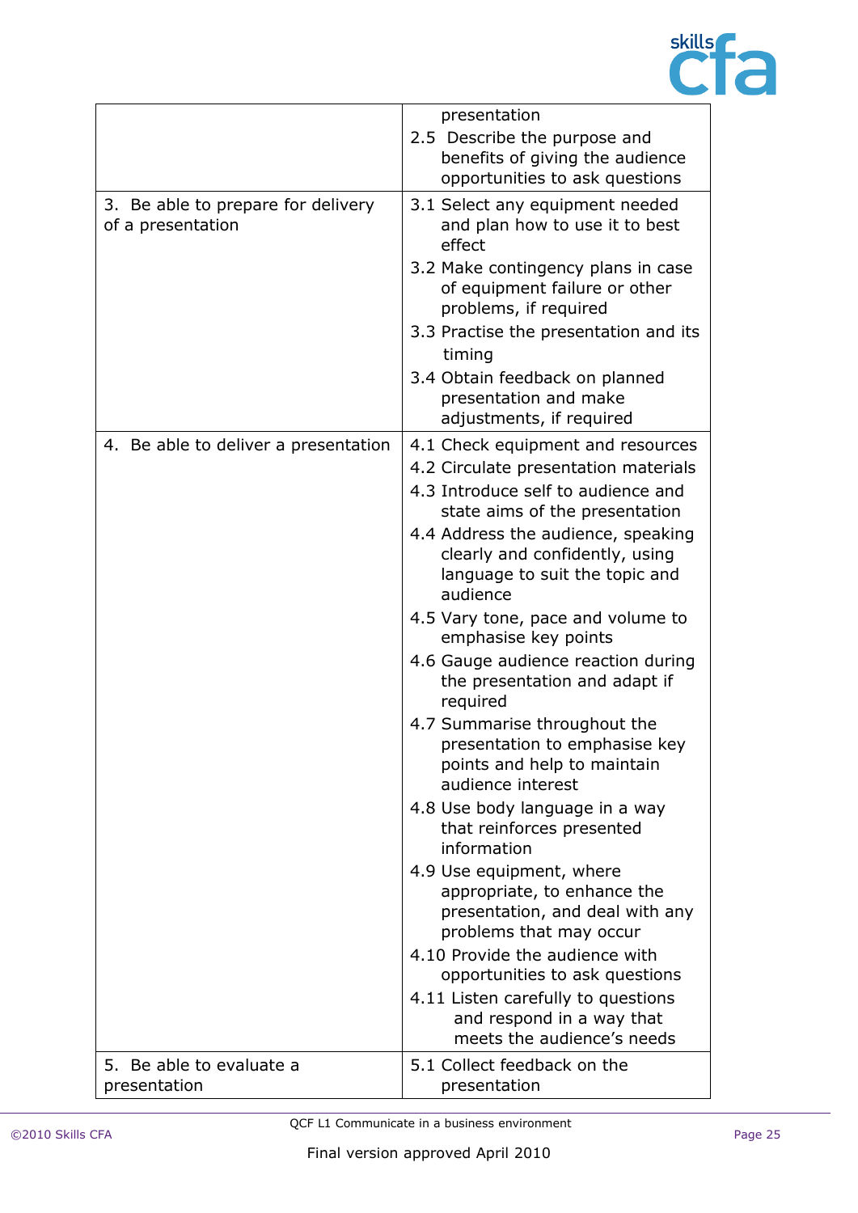| | |
|---|---|
| | presentation<br>2.5 Describe the purpose and benefits of giving the audience opportunities to ask questions |
| 3. Be able to prepare for delivery of a presentation | 3.1 Select any equipment needed and plan how to use it to best effect<br>3.2 Make contingency plans in case of equipment failure or other problems, if required<br>3.3 Practise the presentation and its timing<br>3.4 Obtain feedback on planned presentation and make adjustments, if required |
| 4. Be able to deliver a presentation | 4.1 Check equipment and resources<br>4.2 Circulate presentation materials<br>4.3 Introduce self to audience and state aims of the presentation<br>4.4 Address the audience, speaking clearly and confidently, using language to suit the topic and audience<br>4.5 Vary tone, pace and volume to emphasise key points<br>4.6 Gauge audience reaction during the presentation and adapt if required<br>4.7 Summarise throughout the presentation to emphasise key points and help to maintain audience interest<br>4.8 Use body language in a way that reinforces presented information<br>4.9 Use equipment, where appropriate, to enhance the presentation, and deal with any problems that may occur<br>4.10 Provide the audience with opportunities to ask questions<br>4.11 Listen carefully to questions and respond in a way that meets the audience's needs |
| 5. Be able to evaluate a presentation | 5.1 Collect feedback on the presentation |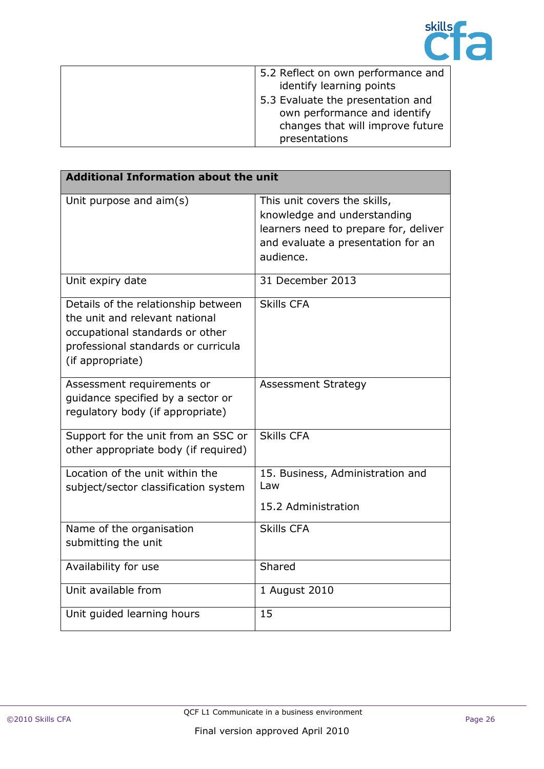| | |
|---|---|
| | 5.2 Reflect on own performance and identify learning points<br>5.3 Evaluate the presentation and own performance and identify changes that will improve future presentations |

| **Additional Information about the unit** | |
|---|---|
| Unit purpose and aim(s) | This unit covers the skills, knowledge and understanding learners need to prepare for, deliver and evaluate a presentation for an audience. |
| Unit expiry date | 31 December 2013 |
| Details of the relationship between the unit and relevant national occupational standards or other professional standards or curricula (if appropriate) | Skills CFA |
| Assessment requirements or guidance specified by a sector or regulatory body (if appropriate) | Assessment Strategy |
| Support for the unit from an SSC or other appropriate body (if required) | Skills CFA |
| Location of the unit within the subject/sector classification system | 15. Business, Administration and Law<br><br>15.2 Administration |
| Name of the organisation submitting the unit | Skills CFA |
| Availability for use | Shared |
| Unit available from | 1 August 2010 |
| Unit guided learning hours | 15 |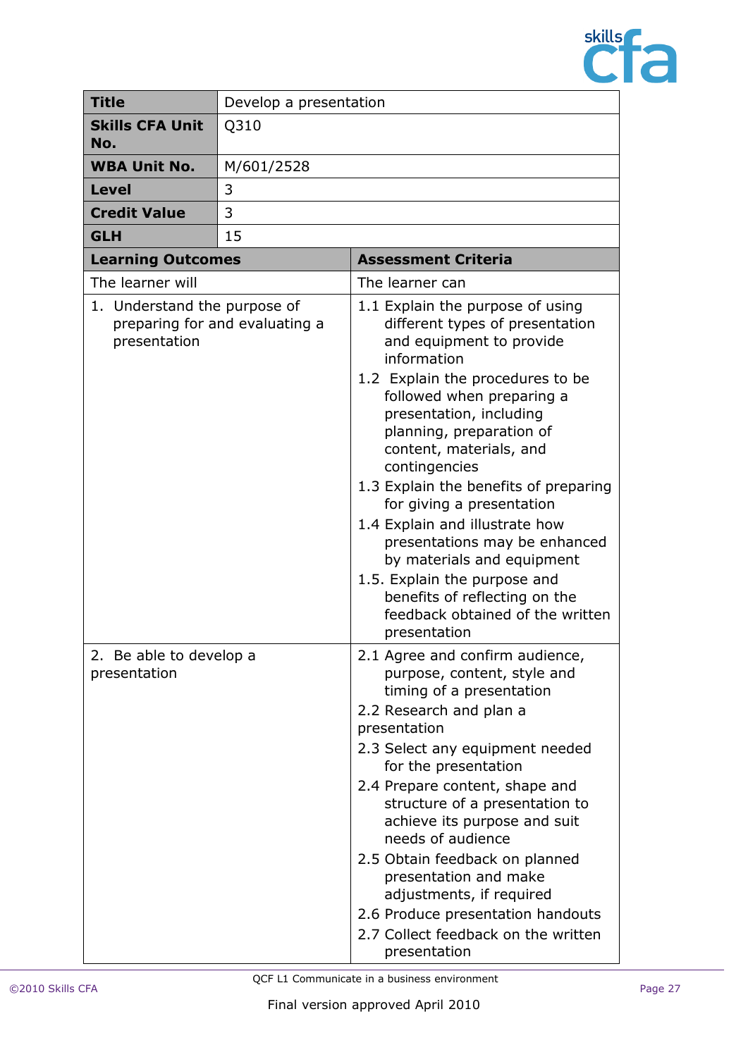| **Title** | Develop a presentation |
|---|---|
| **Skills CFA Unit No.** | Q310 |
| **WBA Unit No.** | M/601/2528 |
| **Level** | 3 |
| **Credit Value** | 3 |
| **GLH** | 15 |

| **Learning Outcomes** | **Assessment Criteria** |
|---|---|
| The learner will | The learner can |
| 1. Understand the purpose of preparing for and evaluating a presentation | 1.1 Explain the purpose of using different types of presentation and equipment to provide information<br>1.2 Explain the procedures to be followed when preparing a presentation, including planning, preparation of content, materials, and contingencies<br>1.3 Explain the benefits of preparing for giving a presentation<br>1.4 Explain and illustrate how presentations may be enhanced by materials and equipment<br>1.5. Explain the purpose and benefits of reflecting on the feedback obtained of the written presentation |
| 2. Be able to develop a presentation | 2.1 Agree and confirm audience, purpose, content, style and timing of a presentation<br>2.2 Research and plan a presentation<br>2.3 Select any equipment needed for the presentation<br>2.4 Prepare content, shape and structure of a presentation to achieve its purpose and suit needs of audience<br>2.5 Obtain feedback on planned presentation and make adjustments, if required<br>2.6 Produce presentation handouts<br>2.7 Collect feedback on the written presentation |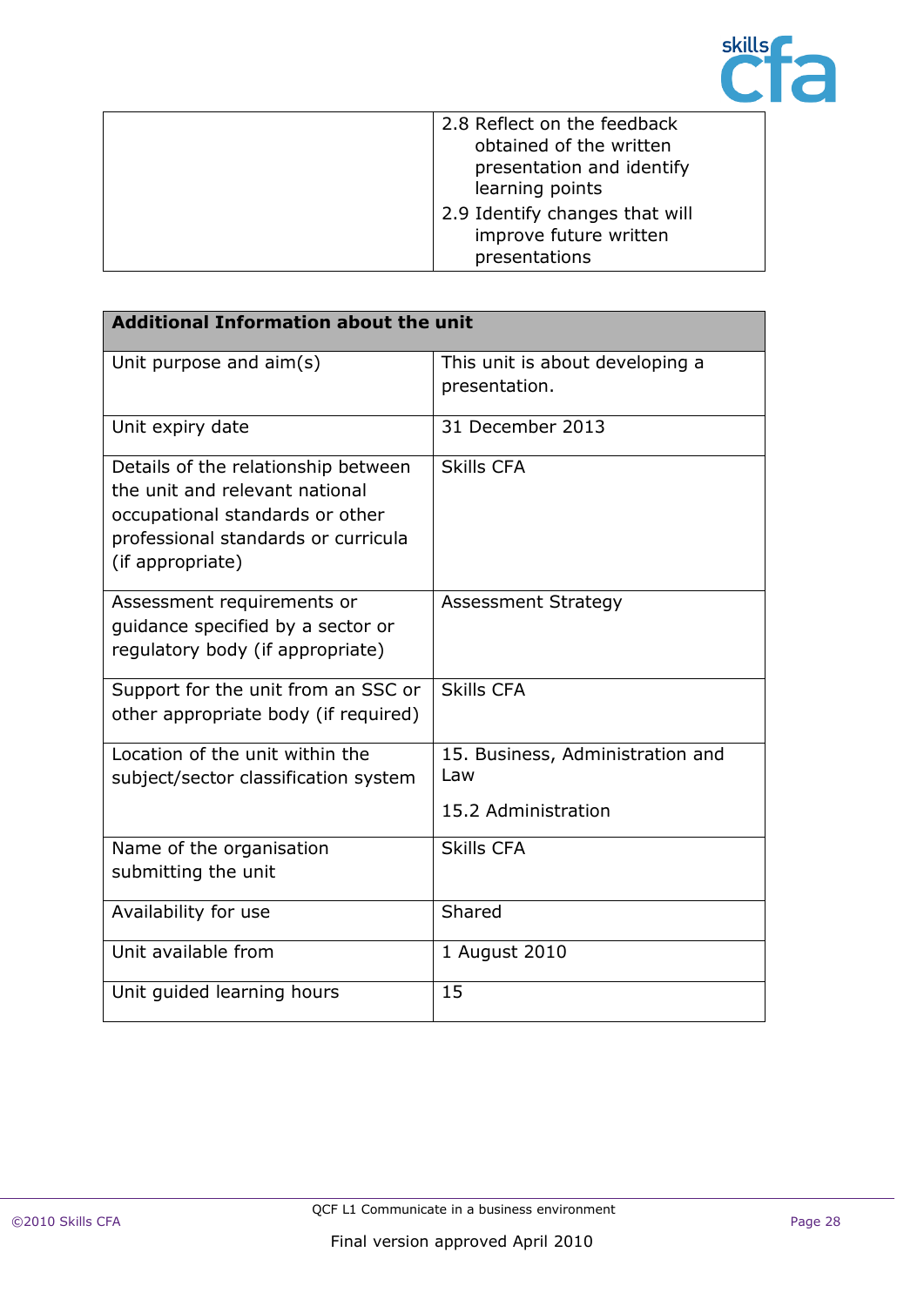| | |
|---|---|
| | 2.8 Reflect on the feedback obtained of the written presentation and identify learning points<br>2.9 Identify changes that will improve future written presentations |

| **Additional Information about the unit** | |
|---|---|
| Unit purpose and aim(s) | This unit is about developing a presentation. |
| Unit expiry date | 31 December 2013 |
| Details of the relationship between the unit and relevant national occupational standards or other professional standards or curricula (if appropriate) | Skills CFA |
| Assessment requirements or guidance specified by a sector or regulatory body (if appropriate) | Assessment Strategy |
| Support for the unit from an SSC or other appropriate body (if required) | Skills CFA |
| Location of the unit within the subject/sector classification system | 15. Business, Administration and Law<br>15.2 Administration |
| Name of the organisation submitting the unit | Skills CFA |
| Availability for use | Shared |
| Unit available from | 1 August 2010 |
| Unit guided learning hours | 15 |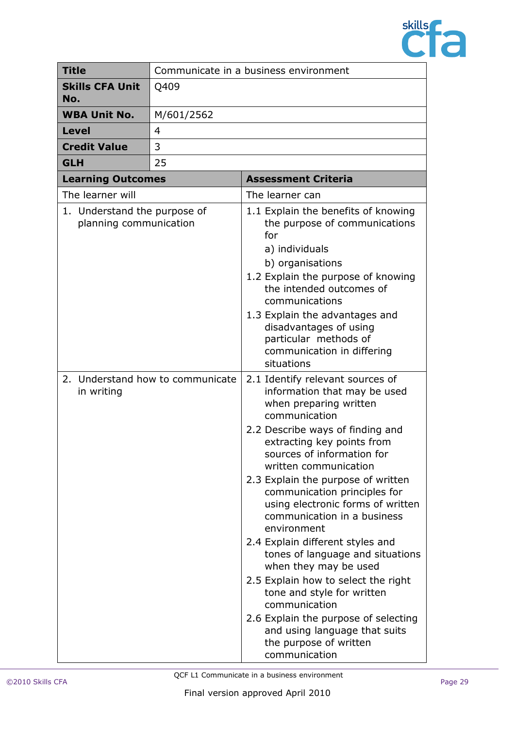| **Title** | Communicate in a business environment |
|---|---|
| **Skills CFA Unit No.** | Q409 |
| **WBA Unit No.** | M/601/2562 |
| **Level** | 4 |
| **Credit Value** | 3 |
| **GLH** | 25 |

| **Learning Outcomes** | **Assessment Criteria** |
|---|---|
| The learner will | The learner can |
| 1. Understand the purpose of planning communication | 1.1 Explain the benefits of knowing the purpose of communications for<br>a) individuals<br>b) organisations<br>1.2 Explain the purpose of knowing the intended outcomes of communications<br>1.3 Explain the advantages and disadvantages of using particular methods of communication in differing situations |
| 2. Understand how to communicate in writing | 2.1 Identify relevant sources of information that may be used when preparing written communication<br>2.2 Describe ways of finding and extracting key points from sources of information for written communication<br>2.3 Explain the purpose of written communication principles for using electronic forms of written communication in a business environment<br>2.4 Explain different styles and tones of language and situations when they may be used<br>2.5 Explain how to select the right tone and style for written communication<br>2.6 Explain the purpose of selecting and using language that suits the purpose of written communication |

QCF L1 Communicate in a business environment

Final version approved April 2010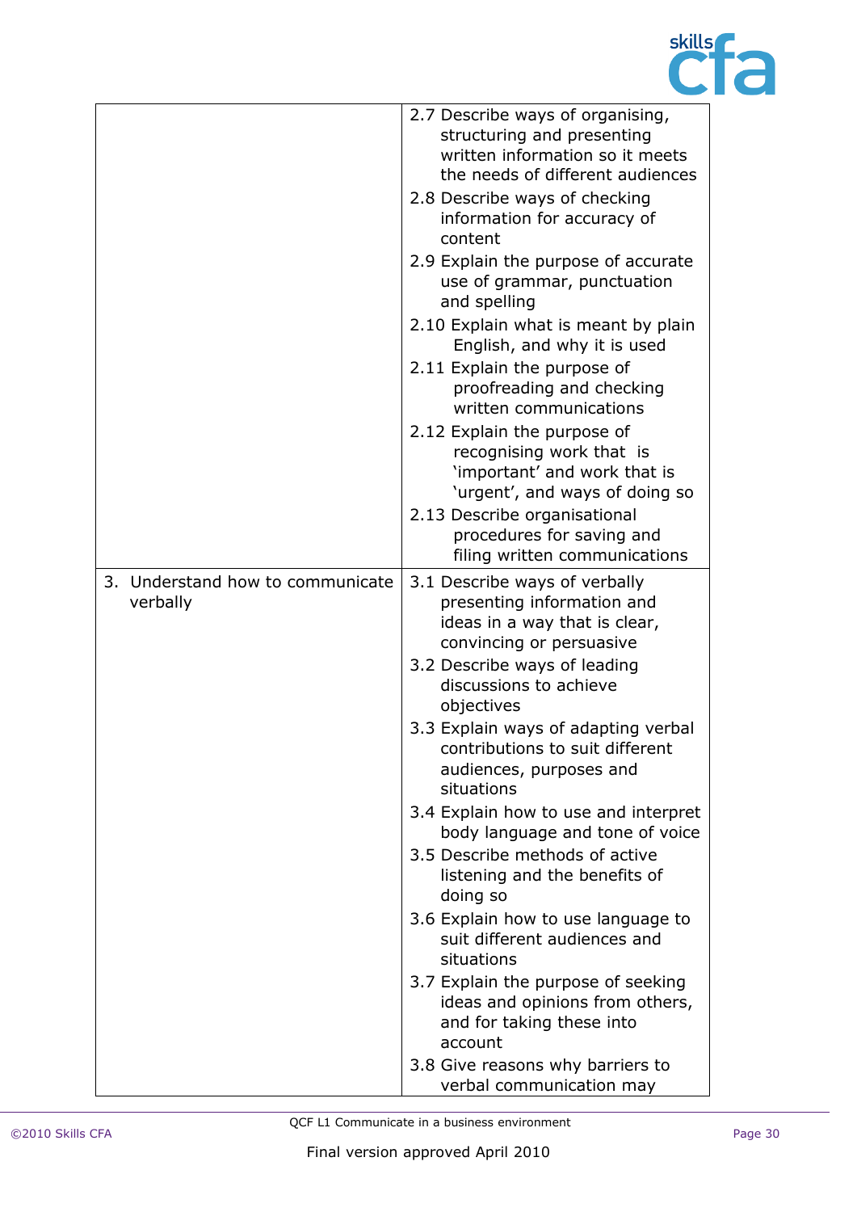| | |
|---|---|
| | 2.7 Describe ways of organising, structuring and presenting written information so it meets the needs of different audiences<br>2.8 Describe ways of checking information for accuracy of content<br>2.9 Explain the purpose of accurate use of grammar, punctuation and spelling<br>2.10 Explain what is meant by plain English, and why it is used<br>2.11 Explain the purpose of proofreading and checking written communications<br>2.12 Explain the purpose of recognising work that is 'important' and work that is 'urgent', and ways of doing so<br>2.13 Describe organisational procedures for saving and filing written communications |
| 3. Understand how to communicate verbally | 3.1 Describe ways of verbally presenting information and ideas in a way that is clear, convincing or persuasive<br>3.2 Describe ways of leading discussions to achieve objectives<br>3.3 Explain ways of adapting verbal contributions to suit different audiences, purposes and situations<br>3.4 Explain how to use and interpret body language and tone of voice<br>3.5 Describe methods of active listening and the benefits of doing so<br>3.6 Explain how to use language to suit different audiences and situations<br>3.7 Explain the purpose of seeking ideas and opinions from others, and for taking these into account<br>3.8 Give reasons why barriers to verbal communication may |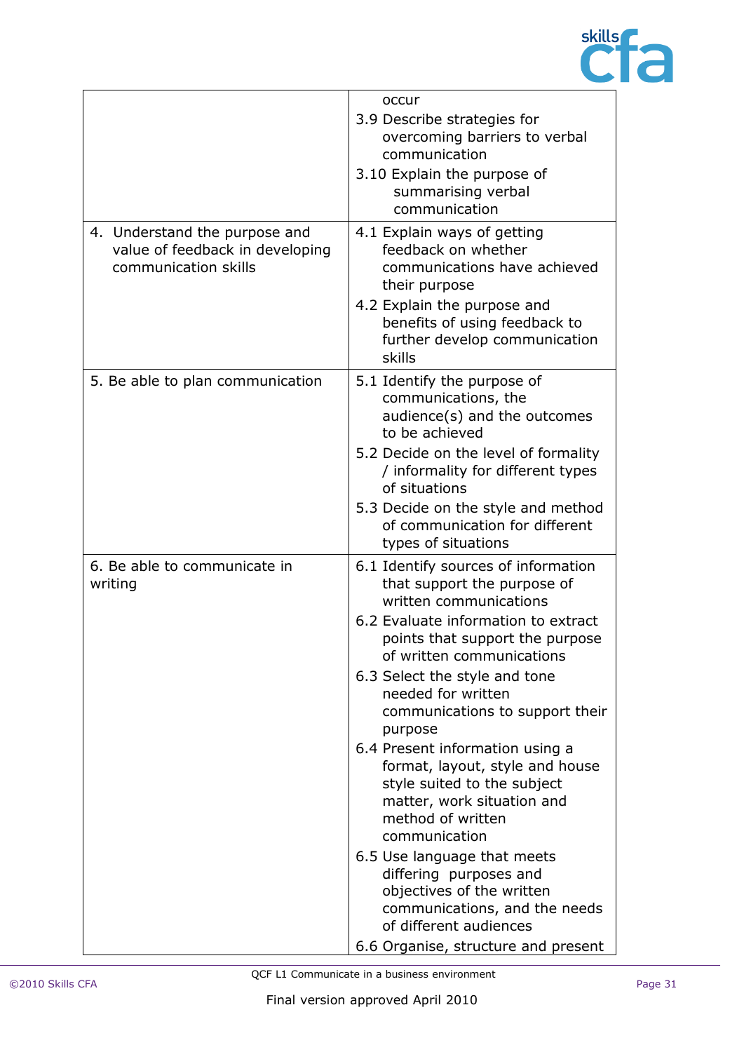| | |
|---|---|
| | occur<br>3.9 Describe strategies for overcoming barriers to verbal communication<br>3.10 Explain the purpose of summarising verbal communication |
| 4. Understand the purpose and value of feedback in developing communication skills | 4.1 Explain ways of getting feedback on whether communications have achieved their purpose<br>4.2 Explain the purpose and benefits of using feedback to further develop communication skills |
| 5. Be able to plan communication | 5.1 Identify the purpose of communications, the audience(s) and the outcomes to be achieved<br>5.2 Decide on the level of formality / informality for different types of situations<br>5.3 Decide on the style and method of communication for different types of situations |
| 6. Be able to communicate in writing | 6.1 Identify sources of information that support the purpose of written communications<br>6.2 Evaluate information to extract points that support the purpose of written communications<br>6.3 Select the style and tone needed for written communications to support their purpose<br>6.4 Present information using a format, layout, style and house style suited to the subject matter, work situation and method of written communication<br>6.5 Use language that meets differing purposes and objectives of the written communications, and the needs of different audiences<br>6.6 Organise, structure and present |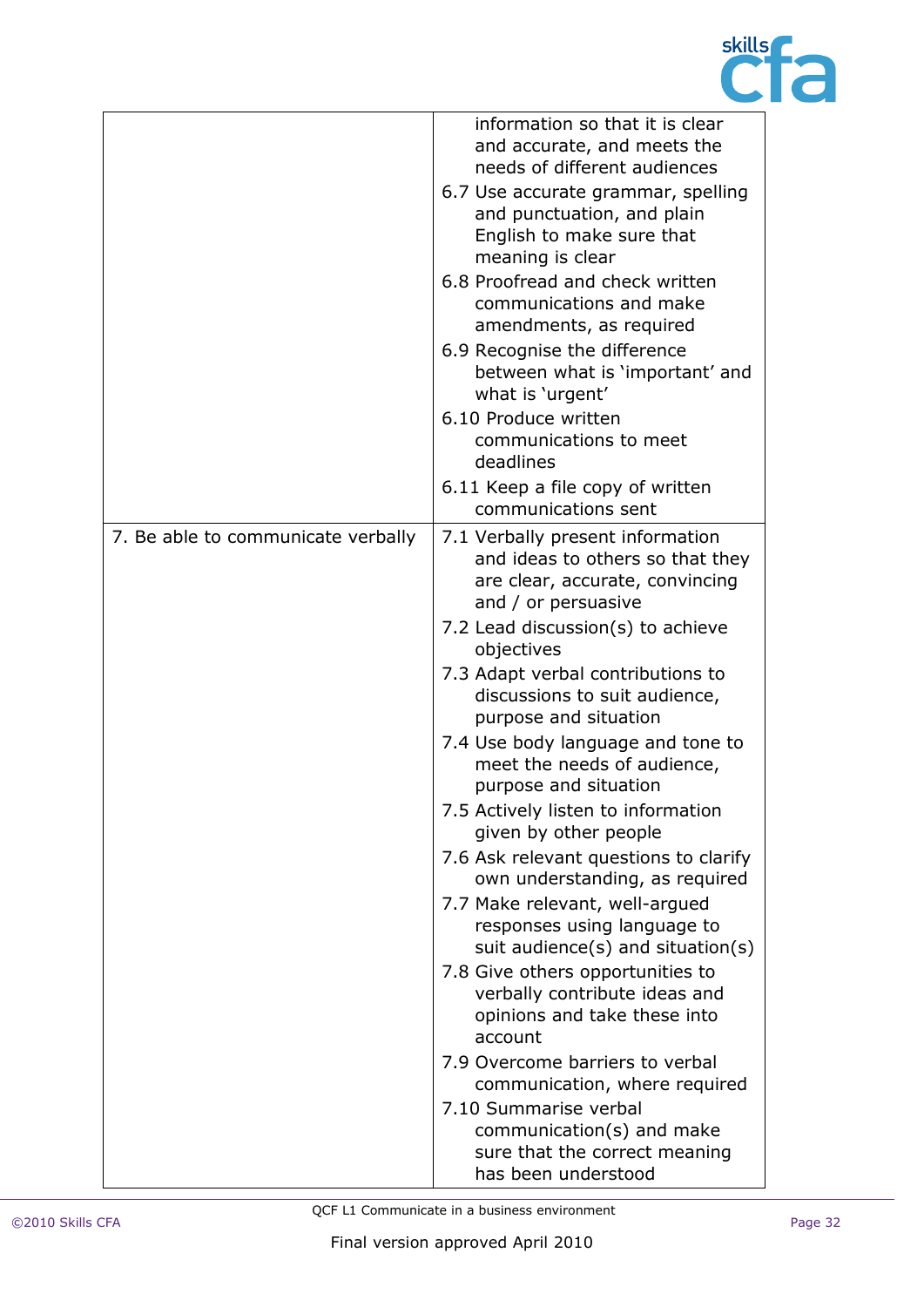| | |
|---|---|
| | information so that it is clear and accurate, and meets the needs of different audiences<br>6.7 Use accurate grammar, spelling and punctuation, and plain English to make sure that meaning is clear<br>6.8 Proofread and check written communications and make amendments, as required<br>6.9 Recognise the difference between what is 'important' and what is 'urgent'<br>6.10 Produce written communications to meet deadlines<br>6.11 Keep a file copy of written communications sent |
| 7. Be able to communicate verbally | 7.1 Verbally present information and ideas to others so that they are clear, accurate, convincing and / or persuasive<br>7.2 Lead discussion(s) to achieve objectives<br>7.3 Adapt verbal contributions to discussions to suit audience, purpose and situation<br>7.4 Use body language and tone to meet the needs of audience, purpose and situation<br>7.5 Actively listen to information given by other people<br>7.6 Ask relevant questions to clarify own understanding, as required<br>7.7 Make relevant, well-argued responses using language to suit audience(s) and situation(s)<br>7.8 Give others opportunities to verbally contribute ideas and opinions and take these into account<br>7.9 Overcome barriers to verbal communication, where required<br>7.10 Summarise verbal communication(s) and make sure that the correct meaning has been understood |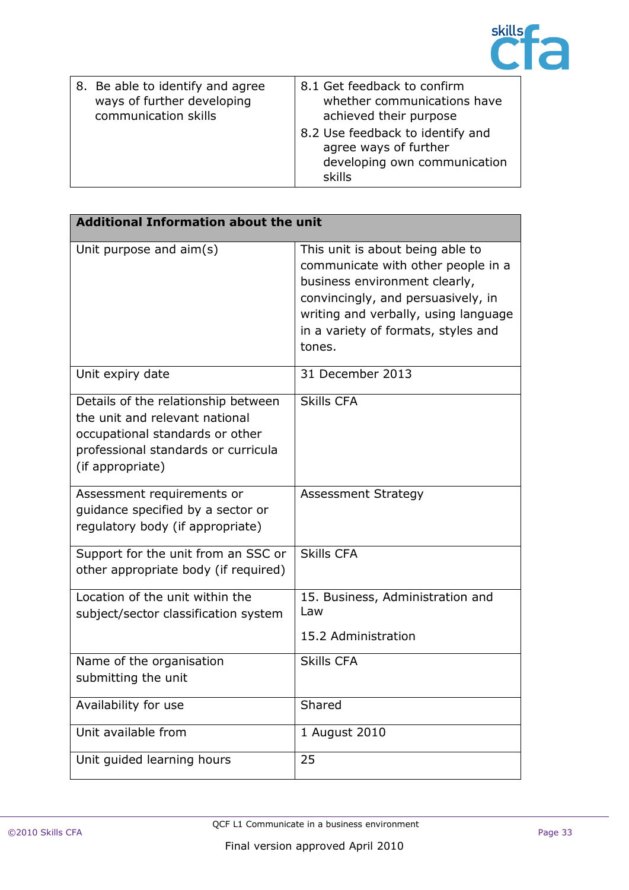| 8. Be able to identify and agree ways of further developing communication skills | 8.1 Get feedback to confirm whether communications have achieved their purpose<br>8.2 Use feedback to identify and agree ways of further developing own communication skills |
|---|---|

| **Additional Information about the unit** | |
|---|---|
| Unit purpose and aim(s) | This unit is about being able to communicate with other people in a business environment clearly, convincingly, and persuasively, in writing and verbally, using language in a variety of formats, styles and tones. |
| Unit expiry date | 31 December 2013 |
| Details of the relationship between the unit and relevant national occupational standards or other professional standards or curricula (if appropriate) | Skills CFA |
| Assessment requirements or guidance specified by a sector or regulatory body (if appropriate) | Assessment Strategy |
| Support for the unit from an SSC or other appropriate body (if required) | Skills CFA |
| Location of the unit within the subject/sector classification system | 15. Business, Administration and Law<br>15.2 Administration |
| Name of the organisation submitting the unit | Skills CFA |
| Availability for use | Shared |
| Unit available from | 1 August 2010 |
| Unit guided learning hours | 25 |